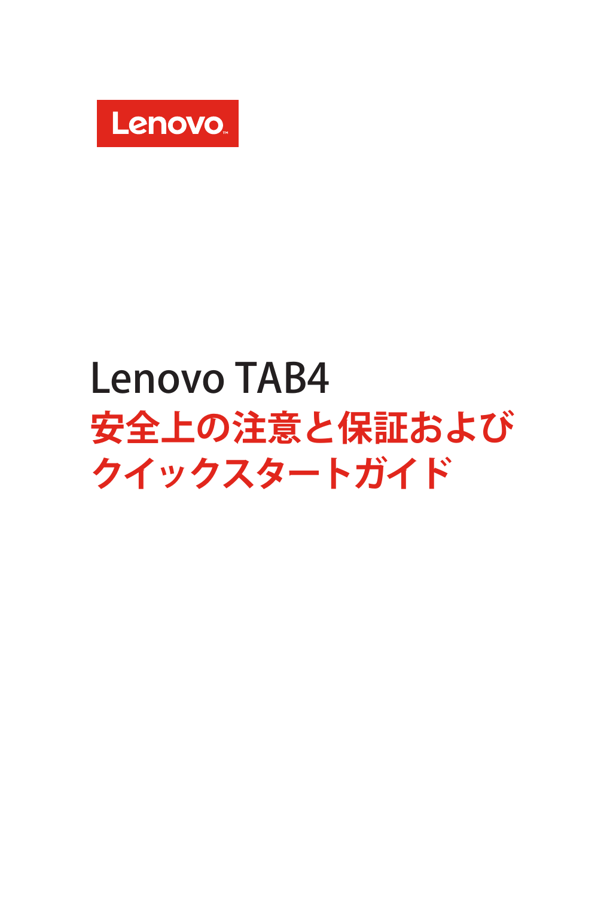Lenovo

# Lenovo TAB4

## 安全上の注意と保証および クイックスタートガイド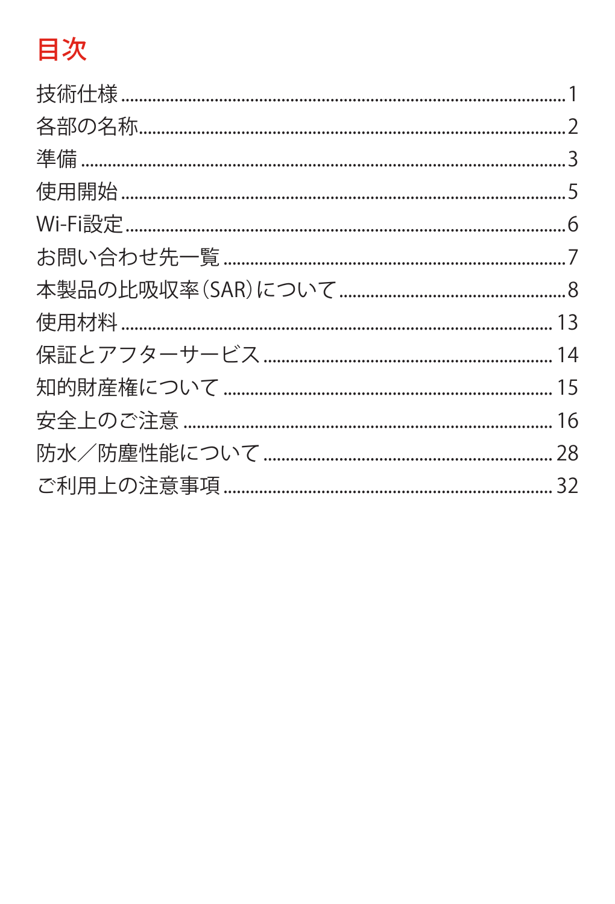# 目次

技術仕様 ........................................................................................................ 1
各部の名称 ..................................................................................................... 2
準備 ............................................................................................................... 3
使用開始 ........................................................................................................ 5
Wi-Fi設定 ....................................................................................................... 6
お問い合わせ先一覧 ....................................................................................... 7
本製品の比吸収率（SAR）について ................................................................ 8
使用材料 ........................................................................................................ 13
保証とアフターサービス ................................................................................ 14
知的財産権について ...................................................................................... 15
安全上のご注意 ............................................................................................. 16
防水／防塵性能について ................................................................................ 28
ご利用上の注意事項 ....................................................................................... 32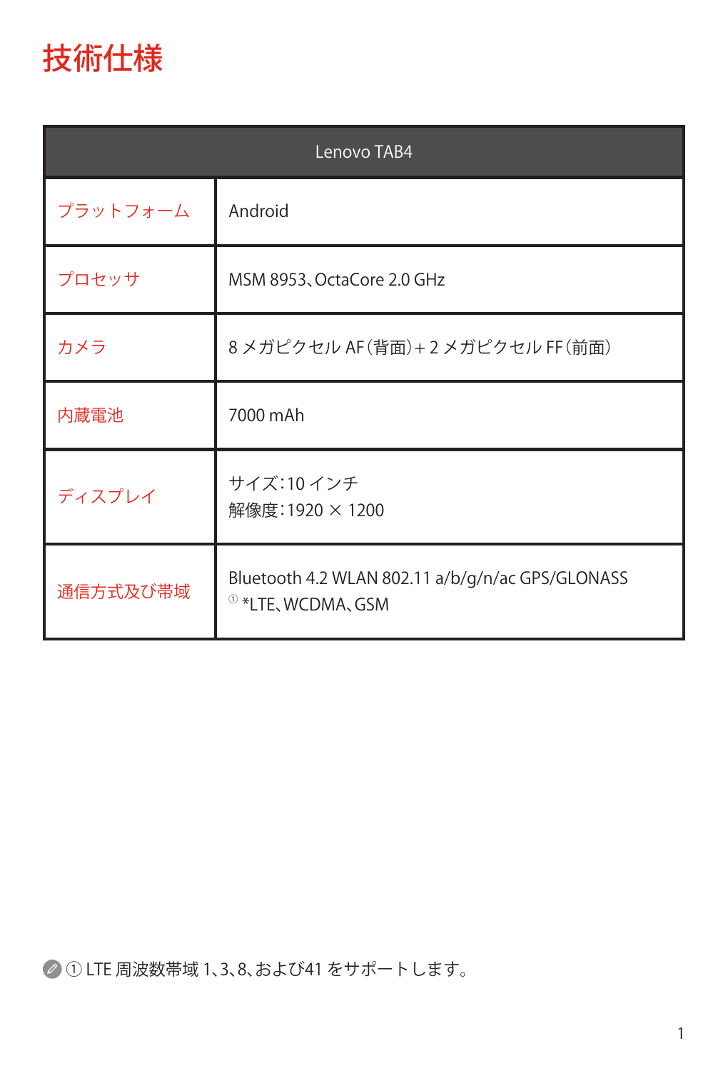# 技術仕様

| Lenovo TAB4 | |
|---|---|
| プラットフォーム | Android |
| プロセッサ | MSM 8953、OctaCore 2.0 GHz |
| カメラ | 8 メガピクセル AF（背面）+ 2 メガピクセル FF（前面） |
| 内蔵電池 | 7000 mAh |
| ディスプレイ | サイズ：10 インチ<br>解像度：1920 × 1200 |
| 通信方式及び帯域 | Bluetooth 4.2 WLAN 802.11 a/b/g/n/ac GPS/GLONASS<br>① *LTE、WCDMA、GSM |

① LTE 周波数帯域 1、3、8、および41 をサポートします。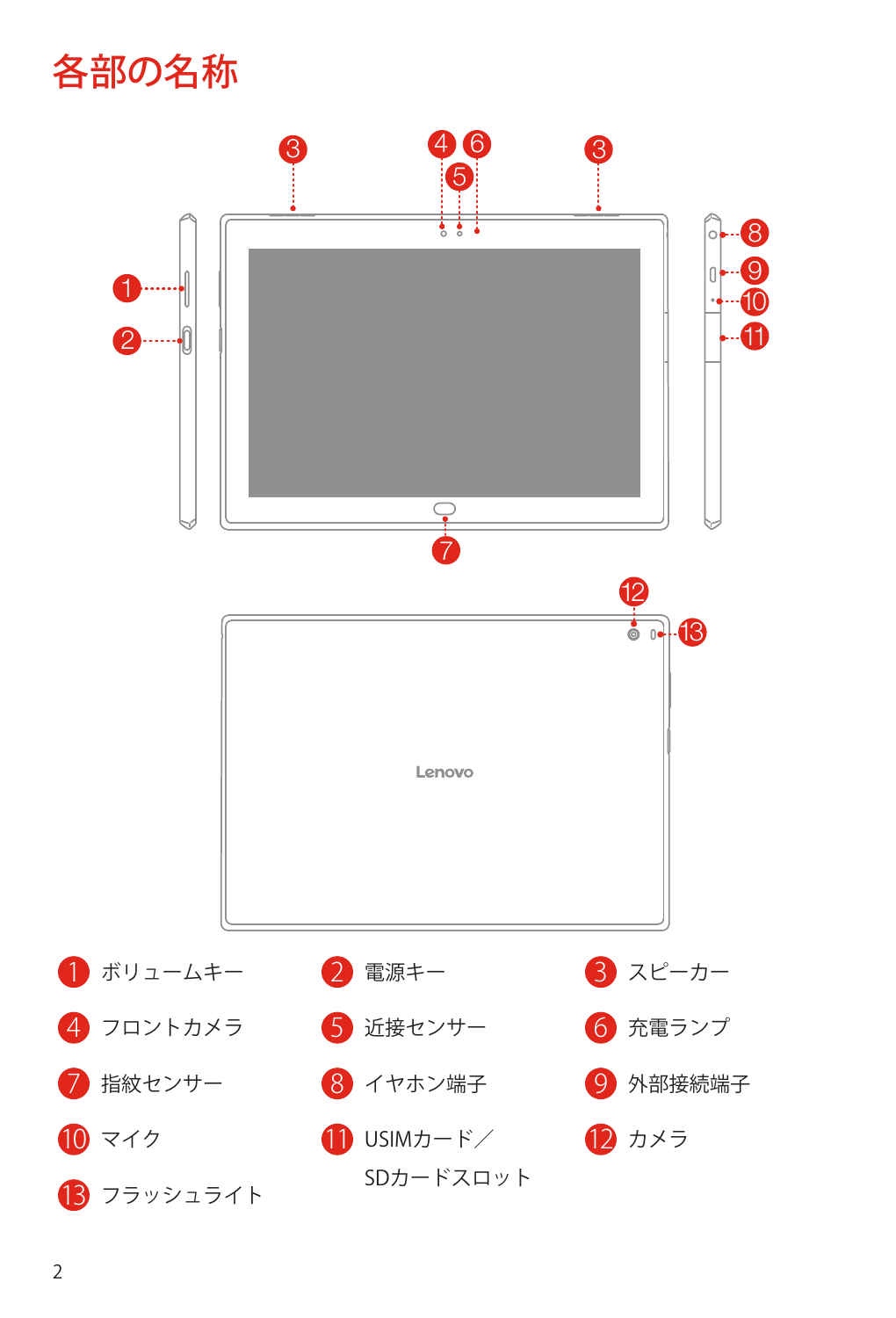# 各部の名称

1. ボリュームキー
2. 電源キー
3. スピーカー
4. フロントカメラ
5. 近接センサー
6. 充電ランプ
7. 指紋センサー
8. イヤホン端子
9. 外部接続端子
10. マイク
11. USIMカード／SDカードスロット
12. カメラ
13. フラッシュライト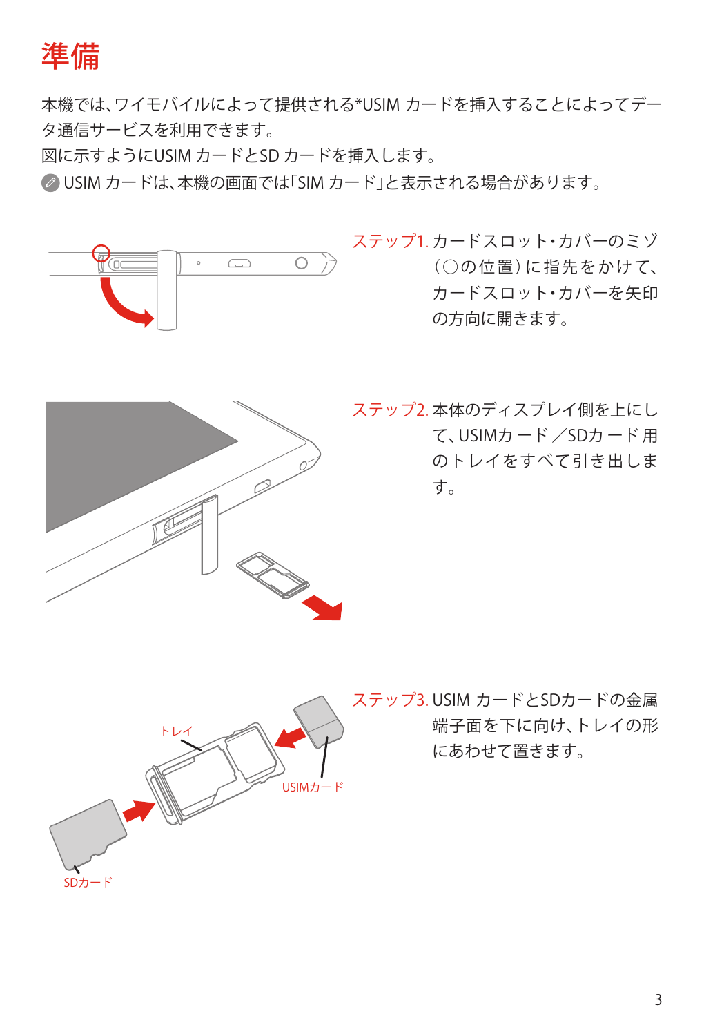# 準備

本機では、ワイモバイルによって提供される*USIM カードを挿入することによってデータ通信サービスを利用できます。
図に示すようにUSIM カードとSD カードを挿入します。
USIM カードは、本機の画面では「SIM カード」と表示される場合があります。

ステップ1. カードスロット・カバーのミゾ（○の位置）に指先をかけて、カードスロット・カバーを矢印の方向に開きます。

ステップ2. 本体のディスプレイ側を上にして、USIMカード／SDカード用のトレイをすべて引き出します。

ステップ3. USIM カードとSDカードの金属端子面を下に向け、トレイの形にあわせて置きます。

トレイ

USIMカード

SDカード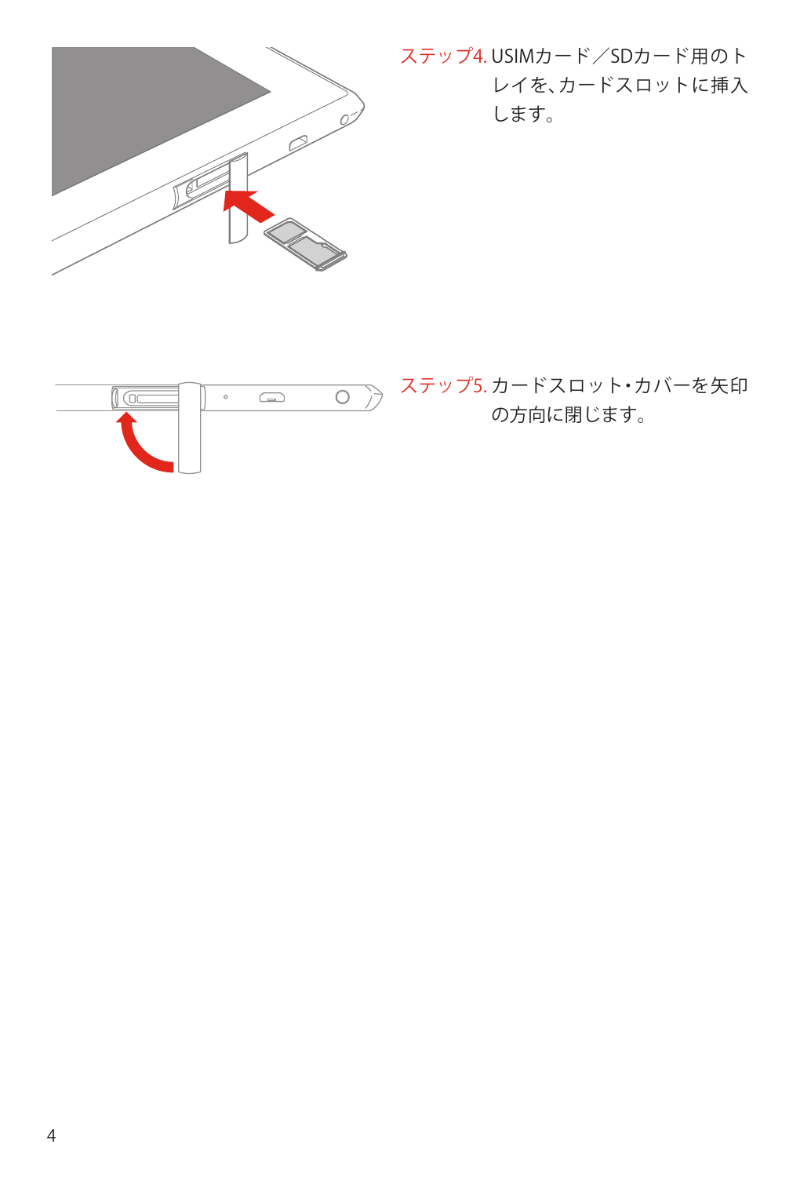ステップ4. USIMカード／SDカード用のトレイを、カードスロットに挿入します。

ステップ5. カードスロット・カバーを矢印の方向に閉じます。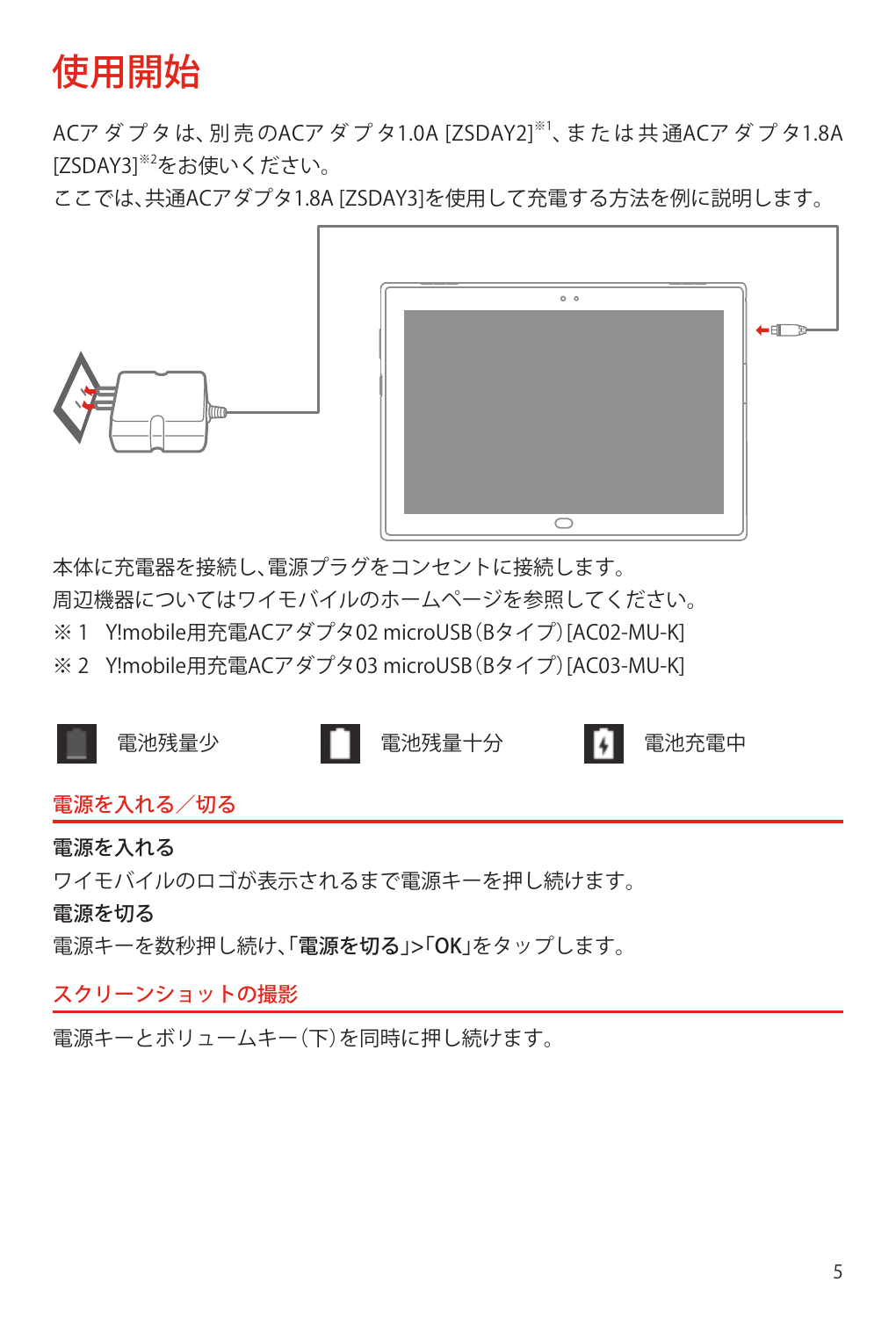# 使用開始

ACアダプタは、別売のACアダプタ1.0A [ZSDAY2]※1、または共通ACアダプタ1.8A [ZSDAY3]※2をお使いください。
ここでは、共通ACアダプタ1.8A [ZSDAY3]を使用して充電する方法を例に説明します。

本体に充電器を接続し、電源プラグをコンセントに接続します。
周辺機器についてはワイモバイルのホームページを参照してください。
※ 1　Y!mobile用充電ACアダプタ02 microUSB（Bタイプ）[AC02-MU-K]
※ 2　Y!mobile用充電ACアダプタ03 microUSB（Bタイプ）[AC03-MU-K]

電池残量少　　電池残量十分　　電池充電中

## 電源を入れる／切る

**電源を入れる**

ワイモバイルのロゴが表示されるまで電源キーを押し続けます。

**電源を切る**

電源キーを数秒押し続け、「**電源を切る**」>「**OK**」をタップします。

## スクリーンショットの撮影

電源キーとボリュームキー（下）を同時に押し続けます。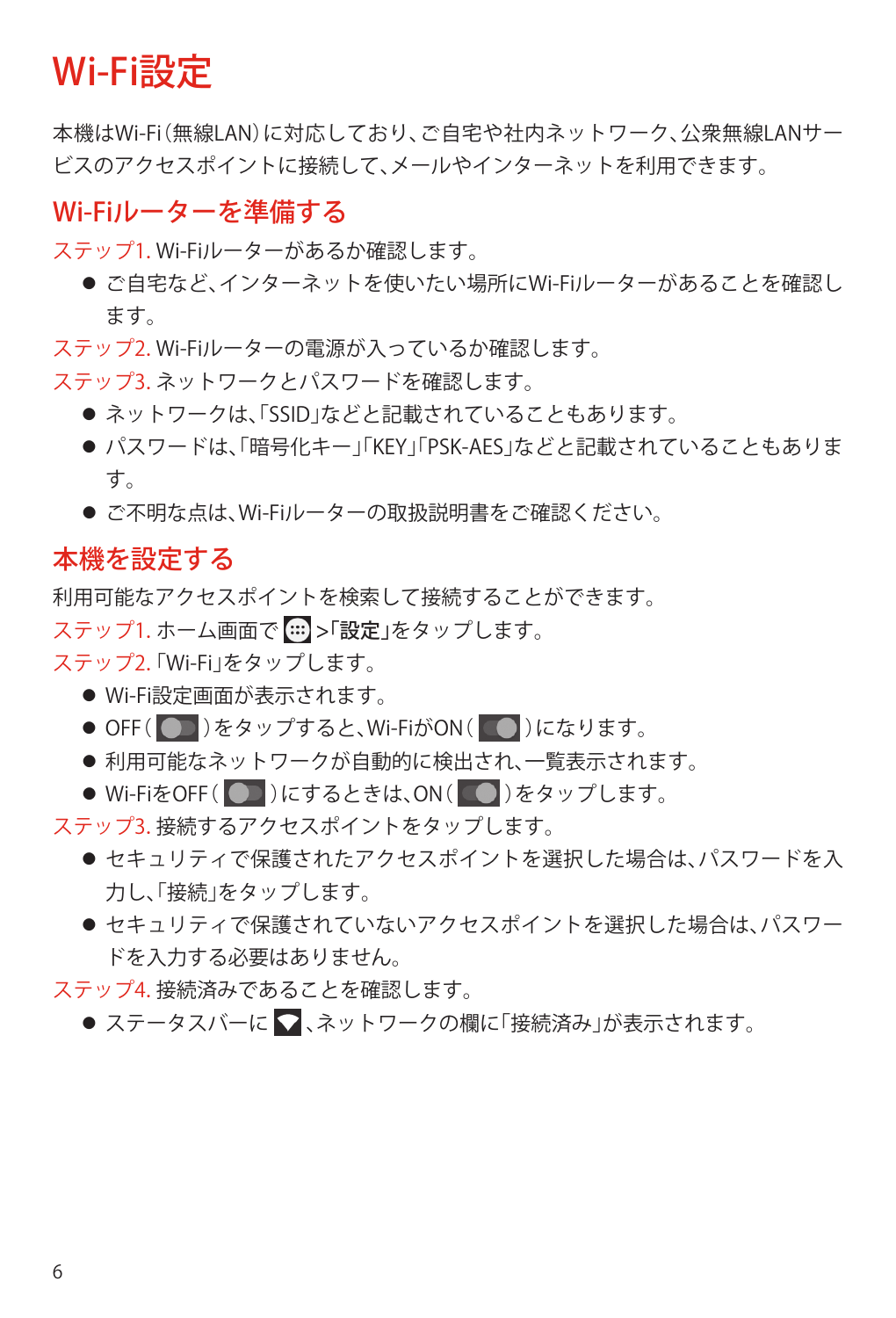# Wi-Fi設定

本機はWi-Fi（無線LAN）に対応しており、ご自宅や社内ネットワーク、公衆無線LANサービスのアクセスポイントに接続して、メールやインターネットを利用できます。

## Wi-Fiルーターを準備する

ステップ1. Wi-Fiルーターがあるか確認します。

- ご自宅など、インターネットを使いたい場所にWi-Fiルーターがあることを確認します。

ステップ2. Wi-Fiルーターの電源が入っているか確認します。

ステップ3. ネットワークとパスワードを確認します。

- ネットワークは、「SSID」などと記載されていることもあります。
- パスワードは、「暗号化キー」「KEY」「PSK-AES」などと記載されていることもあります。
- ご不明な点は、Wi-Fiルーターの取扱説明書をご確認ください。

## 本機を設定する

利用可能なアクセスポイントを検索して接続することができます。

ステップ1. ホーム画面で > 「**設定**」をタップします。

ステップ2. 「Wi-Fi」をタップします。

- Wi-Fi設定画面が表示されます。
- OFF（ ）をタップすると、Wi-FiがON（ ）になります。
- 利用可能なネットワークが自動的に検出され、一覧表示されます。
- Wi-FiをOFF（ ）にするときは、ON（ ）をタップします。

ステップ3. 接続するアクセスポイントをタップします。

- セキュリティで保護されたアクセスポイントを選択した場合は、パスワードを入力し、「接続」をタップします。
- セキュリティで保護されていないアクセスポイントを選択した場合は、パスワードを入力する必要はありません。

ステップ4. 接続済みであることを確認します。

- ステータスバーに 、ネットワークの欄に「接続済み」が表示されます。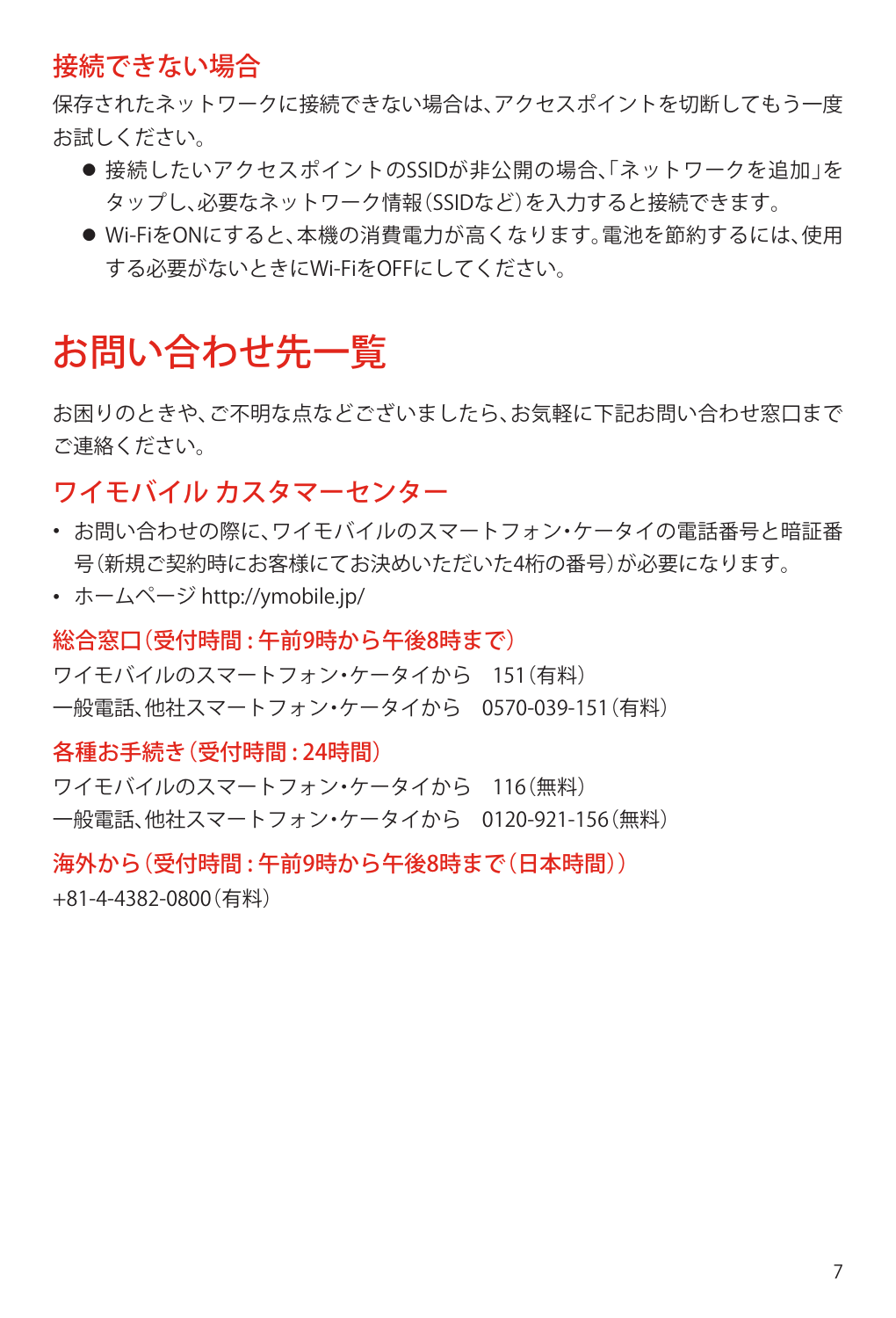### 接続できない場合

保存されたネットワークに接続できない場合は、アクセスポイントを切断してもう一度お試しください。

- 接続したいアクセスポイントのSSIDが非公開の場合、「ネットワークを追加」をタップし、必要なネットワーク情報（SSIDなど）を入力すると接続できます。
- Wi-FiをONにすると、本機の消費電力が高くなります。電池を節約するには、使用する必要がないときにWi-FiをOFFにしてください。

## お問い合わせ先一覧

お困りのときや、ご不明な点などございましたら、お気軽に下記お問い合わせ窓口までご連絡ください。

### ワイモバイル カスタマーセンター

- お問い合わせの際に、ワイモバイルのスマートフォン・ケータイの電話番号と暗証番号（新規ご契約時にお客様にてお決めいただいた4桁の番号）が必要になります。
- ホームページ http://ymobile.jp/

#### 総合窓口（受付時間：午前9時から午後8時まで）

ワイモバイルのスマートフォン・ケータイから　151（有料）
一般電話、他社スマートフォン・ケータイから　0570-039-151（有料）

#### 各種お手続き（受付時間：24時間）

ワイモバイルのスマートフォン・ケータイから　116（無料）
一般電話、他社スマートフォン・ケータイから　0120-921-156（無料）

#### 海外から（受付時間：午前9時から午後8時まで（日本時間））

+81-4-4382-0800（有料）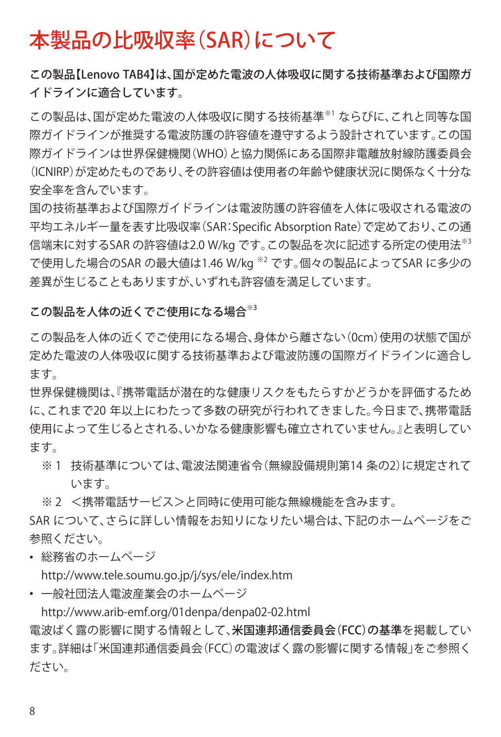# 本製品の比吸収率（SAR）について

**この製品【Lenovo TAB4】は、国が定めた電波の人体吸収に関する技術基準および国際ガイドラインに適合しています。**

この製品は、国が定めた電波の人体吸収に関する技術基準[※1] ならびに、これと同等な国際ガイドラインが推奨する電波防護の許容値を遵守するよう設計されています。この国際ガイドラインは世界保健機関（WHO）と協力関係にある国際非電離放射線防護委員会（ICNIRP）が定めたものであり、その許容値は使用者の年齢や健康状況に関係なく十分な安全率を含んでいます。

国の技術基準および国際ガイドラインは電波防護の許容値を人体に吸収される電波の平均エネルギー量を表す比吸収率（SAR：Specific Absorption Rate）で定めており、この通信端末に対するSAR の許容値は2.0 W/kg です。この製品を次に記述する所定の使用法[※3]で使用した場合のSAR の最大値は1.46 W/kg [※2] です。個々の製品によってSAR に多少の差異が生じることもありますが、いずれも許容値を満足しています。

**この製品を人体の近くでご使用になる場合[※3]**

この製品を人体の近くでご使用になる場合、身体から離さない（0cm）使用の状態で国が定めた電波の人体吸収に関する技術基準および電波防護の国際ガイドラインに適合します。

世界保健機関は、『携帯電話が潜在的な健康リスクをもたらすかどうかを評価するために、これまで20 年以上にわたって多数の研究が行われてきました。今日まで、携帯電話使用によって生じるとされる、いかなる健康影響も確立されていません。』と表明しています。

※1 技術基準については、電波法関連省令（無線設備規則第14 条の2）に規定されています。

※2 ＜携帯電話サービス＞と同時に使用可能な無線機能を含みます。

SAR について、さらに詳しい情報をお知りになりたい場合は、下記のホームページをご参照ください。

- 総務省のホームページ
  http://www.tele.soumu.go.jp/j/sys/ele/index.htm
- 一般社団法人電波産業会のホームページ
  http://www.arib-emf.org/01denpa/denpa02-02.html

電波ばく露の影響に関する情報として、**米国連邦通信委員会（FCC）の基準**を掲載しています。詳細は「米国連邦通信委員会（FCC）の電波ばく露の影響に関する情報」をご参照ください。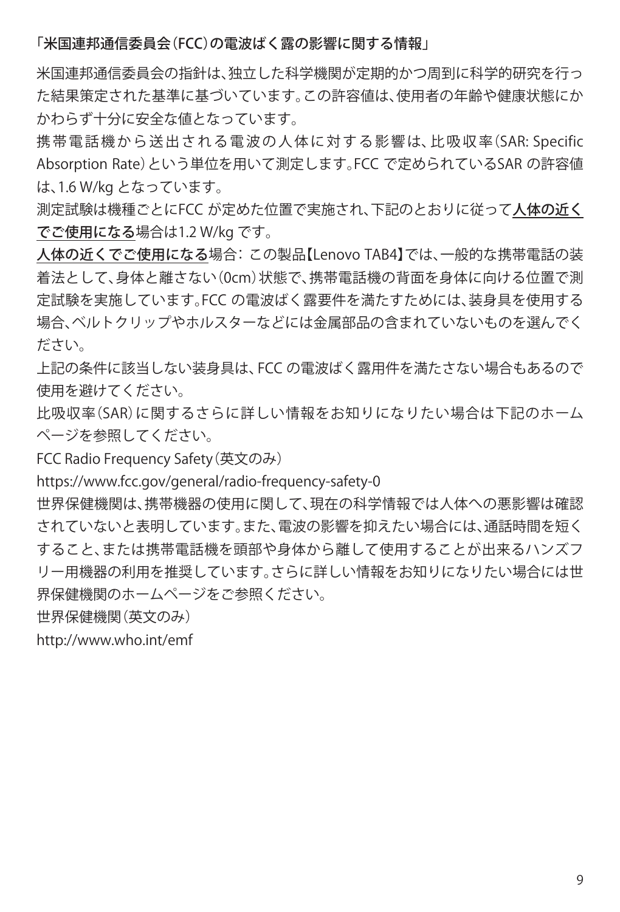## 「米国連邦通信委員会（FCC）の電波ばく露の影響に関する情報」

米国連邦通信委員会の指針は、独立した科学機関が定期的かつ周到に科学的研究を行った結果策定された基準に基づいています。この許容値は、使用者の年齢や健康状態にかかわらず十分に安全な値となっています。

携帯電話機から送出される電波の人体に対する影響は、比吸収率（SAR: Specific Absorption Rate）という単位を用いて測定します。FCC で定められているSAR の許容値は、1.6 W/kg となっています。

測定試験は機種ごとにFCC が定めた位置で実施され、下記のとおりに従って人体の近くでご使用になる場合は1.2 W/kg です。

人体の近くでご使用になる場合：この製品【Lenovo TAB4】では、一般的な携帯電話の装着法として、身体と離さない（0cm）状態で、携帯電話機の背面を身体に向ける位置で測定試験を実施しています。FCC の電波ばく露要件を満たすためには、装身具を使用する場合、ベルトクリップやホルスターなどには金属部品の含まれていないものを選んでください。

上記の条件に該当しない装身具は、FCC の電波ばく露用件を満たさない場合もあるので使用を避けてください。

比吸収率（SAR）に関するさらに詳しい情報をお知りになりたい場合は下記のホームページを参照してください。

FCC Radio Frequency Safety（英文のみ）

https://www.fcc.gov/general/radio-frequency-safety-0

世界保健機関は、携帯機器の使用に関して、現在の科学情報では人体への悪影響は確認されていないと表明しています。また、電波の影響を抑えたい場合には、通話時間を短くすること、または携帯電話機を頭部や身体から離して使用することが出来るハンズフリー用機器の利用を推奨しています。さらに詳しい情報をお知りになりたい場合には世界保健機関のホームページをご参照ください。

世界保健機関（英文のみ）

http://www.who.int/emf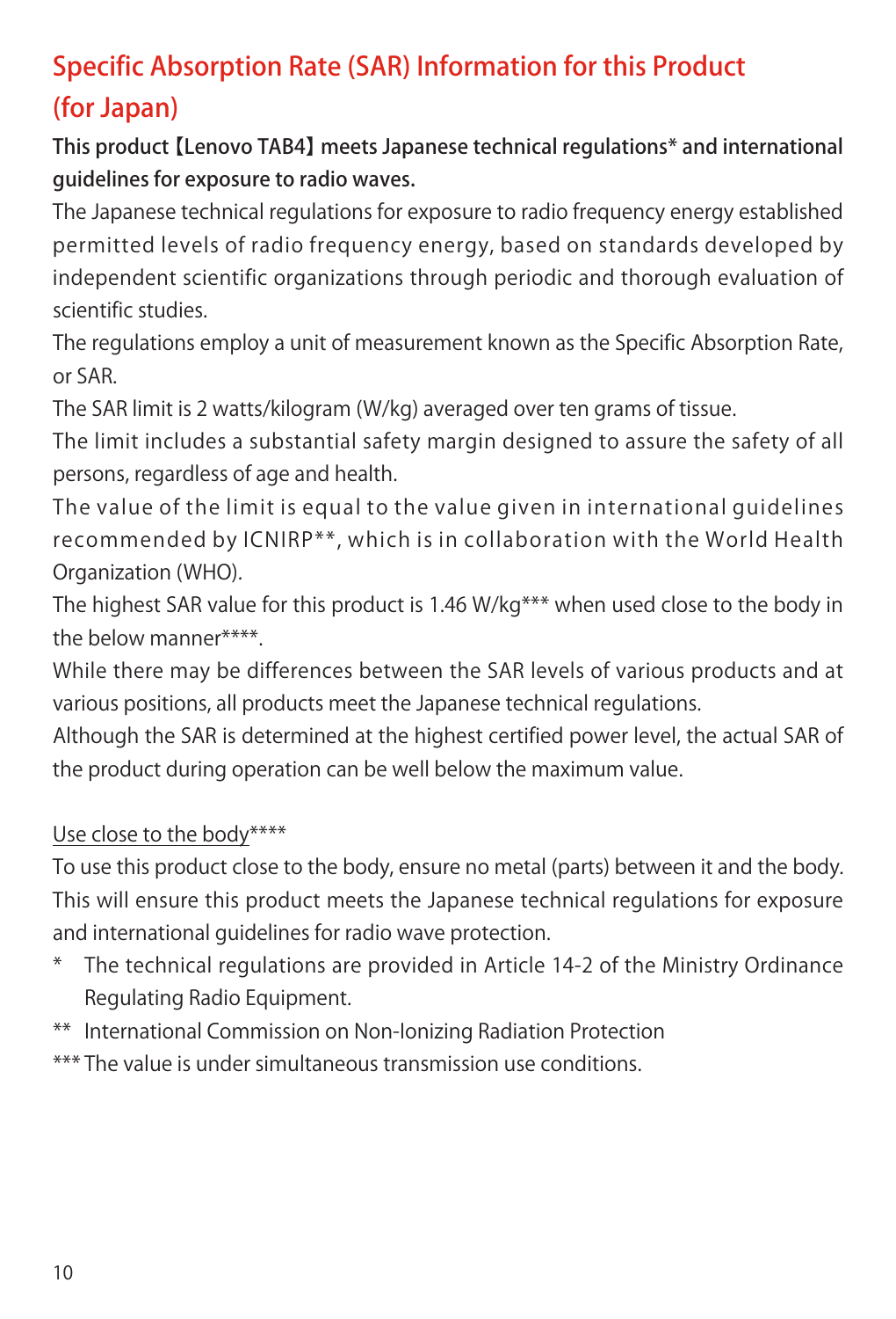# Specific Absorption Rate (SAR) Information for this Product (for Japan)

**This product【Lenovo TAB4】meets Japanese technical regulations* and international guidelines for exposure to radio waves.**

The Japanese technical regulations for exposure to radio frequency energy established permitted levels of radio frequency energy, based on standards developed by independent scientific organizations through periodic and thorough evaluation of scientific studies.

The regulations employ a unit of measurement known as the Specific Absorption Rate, or SAR.

The SAR limit is 2 watts/kilogram (W/kg) averaged over ten grams of tissue.

The limit includes a substantial safety margin designed to assure the safety of all persons, regardless of age and health.

The value of the limit is equal to the value given in international guidelines recommended by ICNIRP**, which is in collaboration with the World Health Organization (WHO).

The highest SAR value for this product is 1.46 W/kg*** when used close to the body in the below manner****.

While there may be differences between the SAR levels of various products and at various positions, all products meet the Japanese technical regulations.

Although the SAR is determined at the highest certified power level, the actual SAR of the product during operation can be well below the maximum value.

<u>Use close to the body</u>****

To use this product close to the body, ensure no metal (parts) between it and the body. This will ensure this product meets the Japanese technical regulations for exposure and international guidelines for radio wave protection.

\* The technical regulations are provided in Article 14-2 of the Ministry Ordinance Regulating Radio Equipment.

** International Commission on Non-Ionizing Radiation Protection

*** The value is under simultaneous transmission use conditions.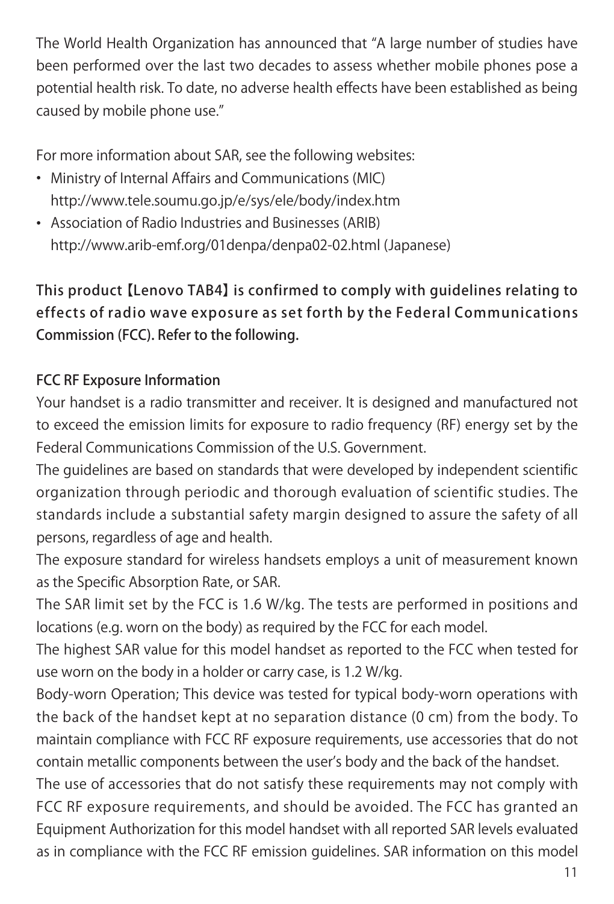The World Health Organization has announced that "A large number of studies have been performed over the last two decades to assess whether mobile phones pose a potential health risk. To date, no adverse health effects have been established as being caused by mobile phone use."

For more information about SAR, see the following websites:

- Ministry of Internal Affairs and Communications (MIC)
  http://www.tele.soumu.go.jp/e/sys/ele/body/index.htm
- Association of Radio Industries and Businesses (ARIB)
  http://www.arib-emf.org/01denpa/denpa02-02.html (Japanese)

**This product【Lenovo TAB4】is confirmed to comply with guidelines relating to effects of radio wave exposure as set forth by the Federal Communications Commission (FCC). Refer to the following.**

**FCC RF Exposure Information**

Your handset is a radio transmitter and receiver. It is designed and manufactured not to exceed the emission limits for exposure to radio frequency (RF) energy set by the Federal Communications Commission of the U.S. Government.

The guidelines are based on standards that were developed by independent scientific organization through periodic and thorough evaluation of scientific studies. The standards include a substantial safety margin designed to assure the safety of all persons, regardless of age and health.

The exposure standard for wireless handsets employs a unit of measurement known as the Specific Absorption Rate, or SAR.

The SAR limit set by the FCC is 1.6 W/kg. The tests are performed in positions and locations (e.g. worn on the body) as required by the FCC for each model.

The highest SAR value for this model handset as reported to the FCC when tested for use worn on the body in a holder or carry case, is 1.2 W/kg.

Body-worn Operation; This device was tested for typical body-worn operations with the back of the handset kept at no separation distance (0 cm) from the body. To maintain compliance with FCC RF exposure requirements, use accessories that do not contain metallic components between the user's body and the back of the handset.

The use of accessories that do not satisfy these requirements may not comply with FCC RF exposure requirements, and should be avoided. The FCC has granted an Equipment Authorization for this model handset with all reported SAR levels evaluated as in compliance with the FCC RF emission guidelines. SAR information on this model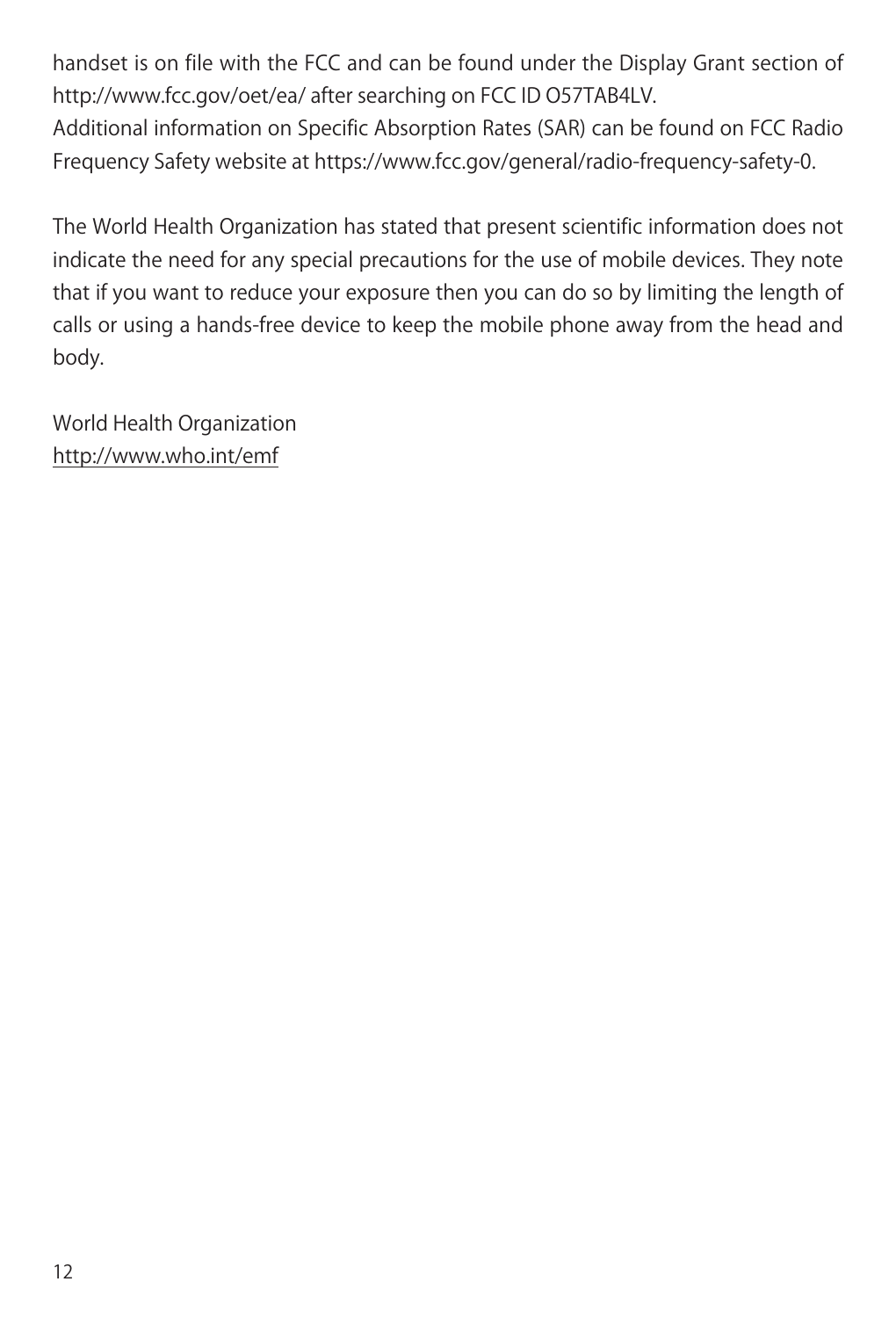handset is on file with the FCC and can be found under the Display Grant section of http://www.fcc.gov/oet/ea/ after searching on FCC ID O57TAB4LV.
Additional information on Specific Absorption Rates (SAR) can be found on FCC Radio Frequency Safety website at https://www.fcc.gov/general/radio-frequency-safety-0.

The World Health Organization has stated that present scientific information does not indicate the need for any special precautions for the use of mobile devices. They note that if you want to reduce your exposure then you can do so by limiting the length of calls or using a hands-free device to keep the mobile phone away from the head and body.

World Health Organization
http://www.who.int/emf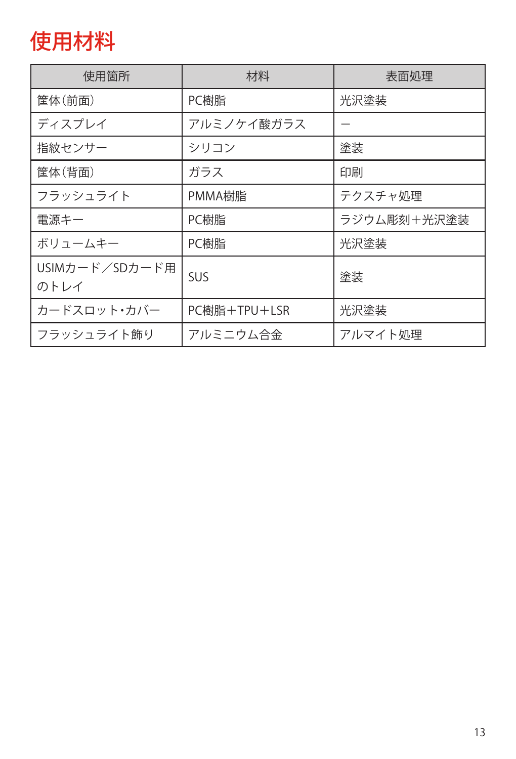# 使用材料

| 使用箇所 | 材料 | 表面処理 |
|---|---|---|
| 筐体（前面） | PC樹脂 | 光沢塗装 |
| ディスプレイ | アルミノケイ酸ガラス | ー |
| 指紋センサー | シリコン | 塗装 |
| 筐体（背面） | ガラス | 印刷 |
| フラッシュライト | PMMA樹脂 | テクスチャ処理 |
| 電源キー | PC樹脂 | ラジウム彫刻＋光沢塗装 |
| ボリュームキー | PC樹脂 | 光沢塗装 |
| USIMカード／SDカード用のトレイ | SUS | 塗装 |
| カードスロット・カバー | PC樹脂＋TPU＋LSR | 光沢塗装 |
| フラッシュライト飾り | アルミニウム合金 | アルマイト処理 |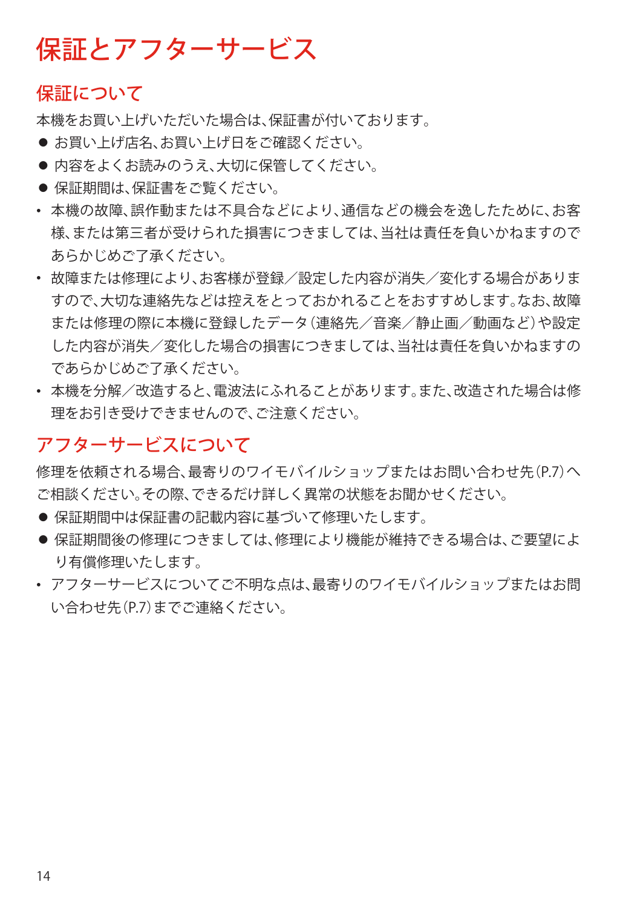# 保証とアフターサービス

## 保証について

本機をお買い上げいただいた場合は、保証書が付いております。

- ● お買い上げ店名、お買い上げ日をご確認ください。
- ● 内容をよくお読みのうえ、大切に保管してください。
- ● 保証期間は、保証書をご覧ください。

- 本機の故障、誤作動または不具合などにより、通信などの機会を逸したために、お客様、または第三者が受けられた損害につきましては、当社は責任を負いかねますのであらかじめご了承ください。
- 故障または修理により、お客様が登録／設定した内容が消失／変化する場合がありますので、大切な連絡先などは控えをとっておかれることをおすすめします。なお、故障または修理の際に本機に登録したデータ（連絡先／音楽／静止画／動画など）や設定した内容が消失／変化した場合の損害につきましては、当社は責任を負いかねますのであらかじめご了承ください。
- 本機を分解／改造すると、電波法にふれることがあります。また、改造された場合は修理をお引き受けできませんので、ご注意ください。

## アフターサービスについて

修理を依頼される場合、最寄りのワイモバイルショップまたはお問い合わせ先（P.7）へご相談ください。その際、できるだけ詳しく異常の状態をお聞かせください。

- ● 保証期間中は保証書の記載内容に基づいて修理いたします。
- ● 保証期間後の修理につきましては、修理により機能が維持できる場合は、ご要望により有償修理いたします。

- アフターサービスについてご不明な点は、最寄りのワイモバイルショップまたはお問い合わせ先（P.7）までご連絡ください。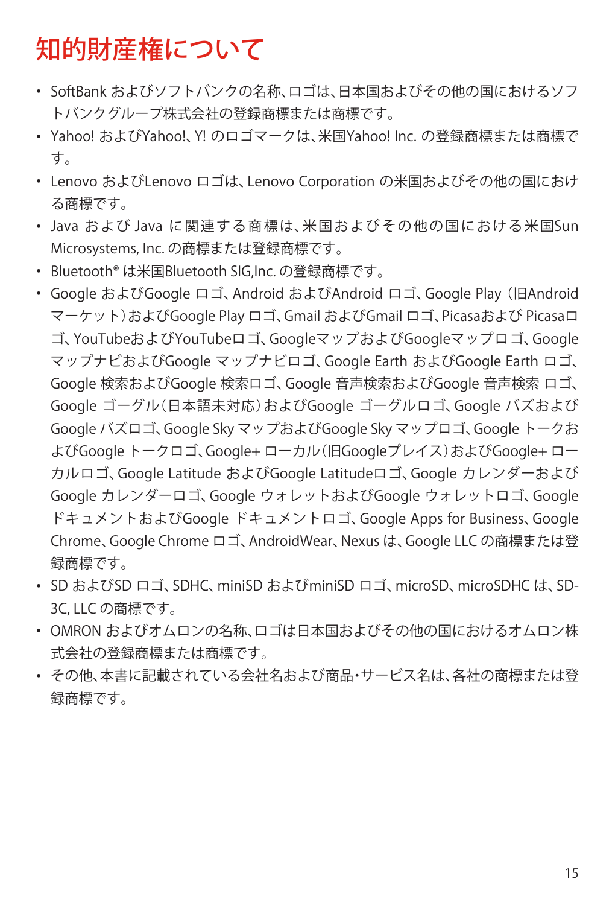# 知的財産権について

- SoftBank およびソフトバンクの名称、ロゴは、日本国およびその他の国におけるソフトバンクグループ株式会社の登録商標または商標です。
- Yahoo! およびYahoo!、Y! のロゴマークは、米国Yahoo! Inc. の登録商標または商標です。
- Lenovo およびLenovo ロゴは、Lenovo Corporation の米国およびその他の国における商標です。
- Java および Java に関連する商標は、米国およびその他の国における米国Sun Microsystems, Inc. の商標または登録商標です。
- Bluetooth® は米国Bluetooth SIG,Inc. の登録商標です。
- Google およびGoogle ロゴ、Android およびAndroid ロゴ、Google Play（旧Android マーケット）およびGoogle Play ロゴ、Gmail およびGmail ロゴ、Picasaおよび Picasaロゴ、YouTubeおよびYouTubeロゴ、Googleマップおよびgoogleマップロゴ、Google マップナビおよびGoogle マップナビロゴ、Google Earth およびGoogle Earth ロゴ、Google 検索およびGoogle 検索ロゴ、Google 音声検索およびGoogle 音声検索 ロゴ、Google ゴーグル（日本語未対応）およびGoogle ゴーグルロゴ、Google バズおよびGoogle バズロゴ、Google Sky マップおよびGoogle Sky マップロゴ、Google トークおよびGoogle トークロゴ、Google+ ローカル（旧Googleプレイス）およびGoogle+ ローカルロゴ、Google Latitude およびGoogle Latitudeロゴ、Google カレンダーおよびGoogle カレンダーロゴ、Google ウォレットおよびGoogle ウォレットロゴ、Google ドキュメントおよびGoogle ドキュメントロゴ、Google Apps for Business、Google Chrome、Google Chrome ロゴ、AndroidWear、Nexus は、Google LLC の商標または登録商標です。
- SD およびSD ロゴ、SDHC、miniSD およびminiSD ロゴ、microSD、microSDHC は、SD-3C, LLC の商標です。
- OMRON およびオムロンの名称、ロゴは日本国およびその他の国におけるオムロン株式会社の登録商標または商標です。
- その他、本書に記載されている会社名および商品・サービス名は、各社の商標または登録商標です。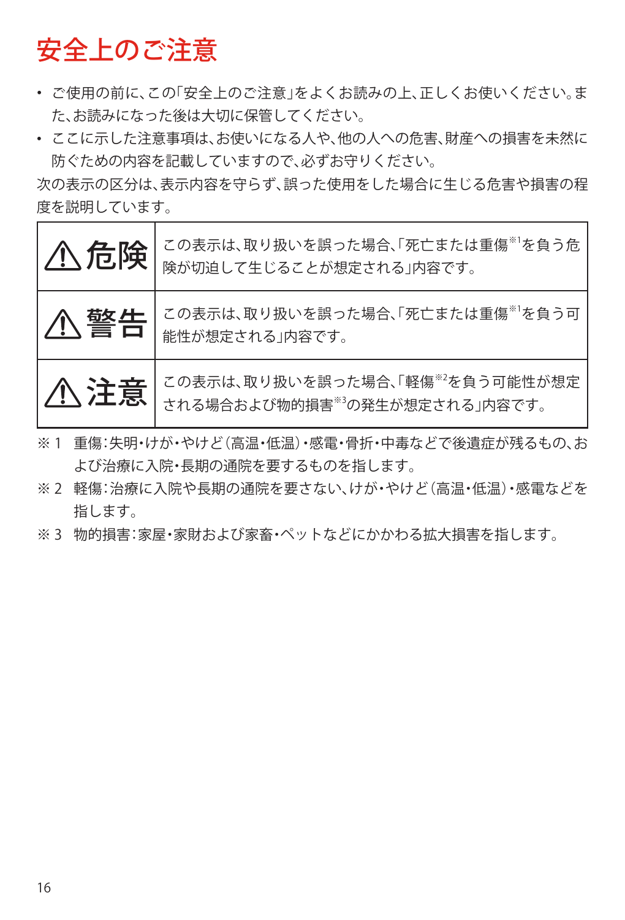# 安全上のご注意

- ご使用の前に、この「安全上のご注意」をよくお読みの上、正しくお使いください。また、お読みになった後は大切に保管してください。
- ここに示した注意事項は、お使いになる人や、他の人への危害、財産への損害を未然に防ぐための内容を記載していますので、必ずお守りください。

次の表示の区分は、表示内容を守らず、誤った使用をした場合に生じる危害や損害の程度を説明しています。

| | |
|---|---|
| ⚠危険 | この表示は、取り扱いを誤った場合、「死亡または重傷※1を負う危険が切迫して生じることが想定される」内容です。 |
| ⚠警告 | この表示は、取り扱いを誤った場合、「死亡または重傷※1を負う可能性が想定される」内容です。 |
| ⚠注意 | この表示は、取り扱いを誤った場合、「軽傷※2を負う可能性が想定される場合および物的損害※3の発生が想定される」内容です。 |

※1　重傷：失明・けが・やけど（高温・低温）・感電・骨折・中毒などで後遺症が残るもの、および治療に入院・長期の通院を要するものを指します。

※2　軽傷：治療に入院や長期の通院を要さない、けが・やけど（高温・低温）・感電などを指します。

※3　物的損害：家屋・家財および家畜・ペットなどにかかわる拡大損害を指します。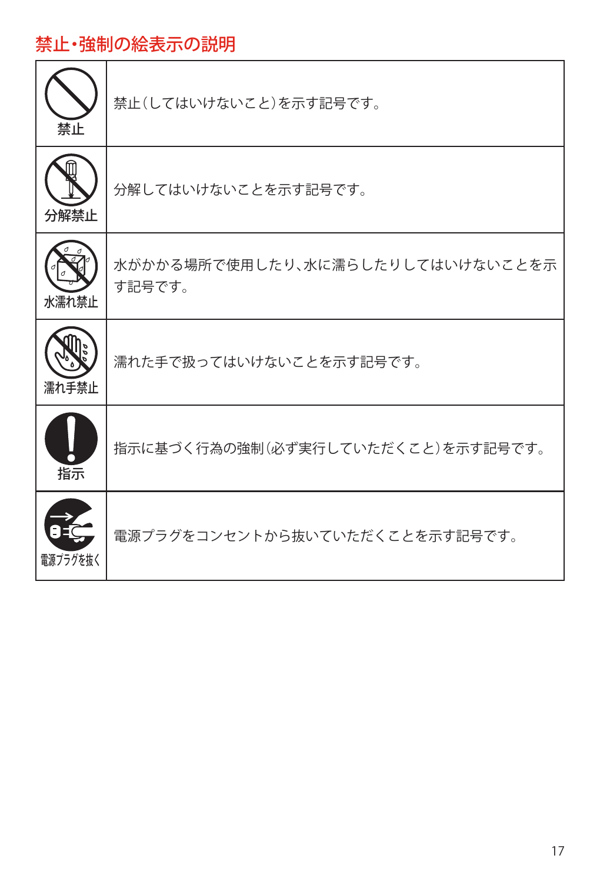## 禁止・強制の絵表示の説明

| | |
|---|---|
| 禁止 | 禁止（してはいけないこと）を示す記号です。 |
| 分解禁止 | 分解してはいけないことを示す記号です。 |
| 水濡れ禁止 | 水がかかる場所で使用したり、水に濡らしたりしてはいけないことを示す記号です。 |
| 濡れ手禁止 | 濡れた手で扱ってはいけないことを示す記号です。 |
| 指示 | 指示に基づく行為の強制（必ず実行していただくこと）を示す記号です。 |
| 電源プラグを抜く | 電源プラグをコンセントから抜いていただくことを示す記号です。 |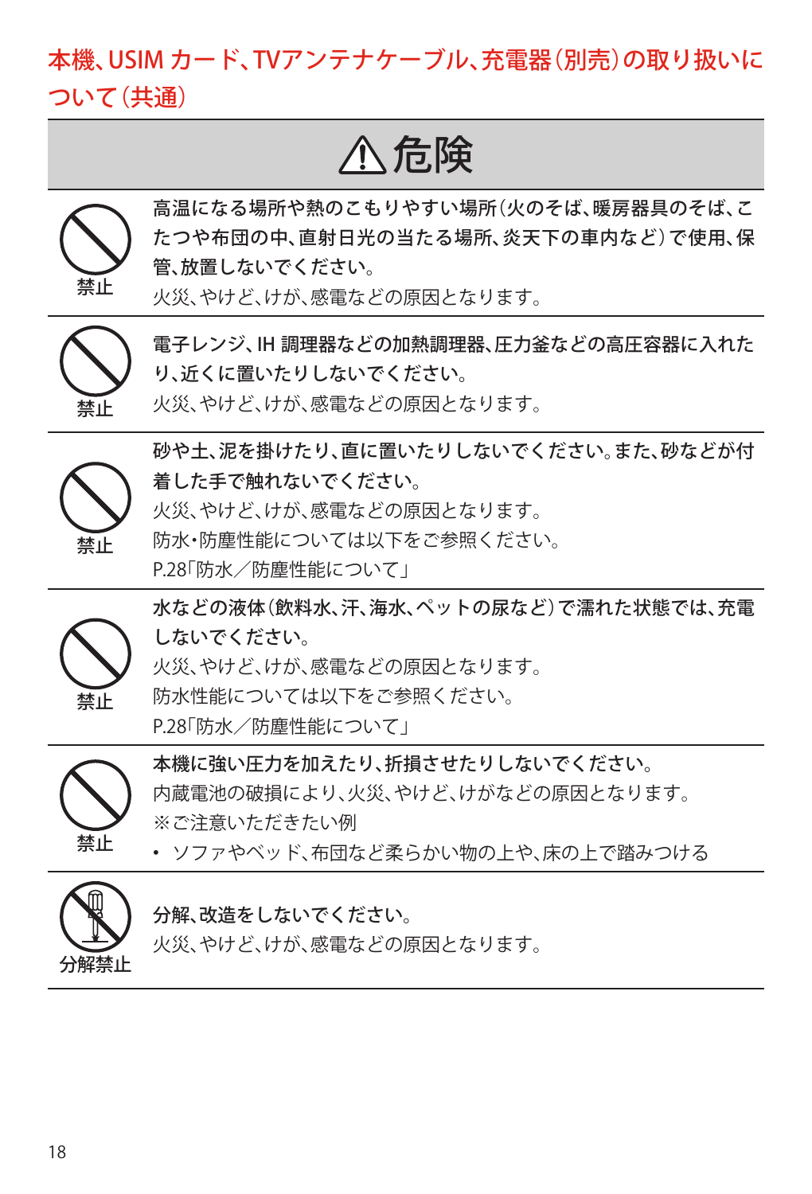## 本機、USIM カード、TVアンテナケーブル、充電器（別売）の取り扱いについて（共通）

| ⚠危険 | |
|---|---|
| 禁止 | **高温になる場所や熱のこもりやすい場所（火のそば、暖房器具のそば、こたつや布団の中、直射日光の当たる場所、炎天下の車内など）で使用、保管、放置しないでください。**<br>火災、やけど、けが、感電などの原因となります。 |
| 禁止 | **電子レンジ、IH 調理器などの加熱調理器、圧力釜などの高圧容器に入れたり、近くに置いたりしないでください。**<br>火災、やけど、けが、感電などの原因となります。 |
| 禁止 | **砂や土、泥を掛けたり、直に置いたりしないでください。また、砂などが付着した手で触れないでください。**<br>火災、やけど、けが、感電などの原因となります。<br>防水・防塵性能については以下をご参照ください。<br>P.28「防水／防塵性能について」 |
| 禁止 | **水などの液体（飲料水、汗、海水、ペットの尿など）で濡れた状態では、充電しないでください。**<br>火災、やけど、けが、感電などの原因となります。<br>防水性能については以下をご参照ください。<br>P.28「防水／防塵性能について」 |
| 禁止 | **本機に強い圧力を加えたり、折損させたりしないでください。**<br>内蔵電池の破損により、火災、やけど、けがなどの原因となります。<br>※ご注意いただきたい例<br>• ソファやベッド、布団など柔らかい物の上や、床の上で踏みつける |
| 分解禁止 | **分解、改造をしないでください。**<br>火災、やけど、けが、感電などの原因となります。 |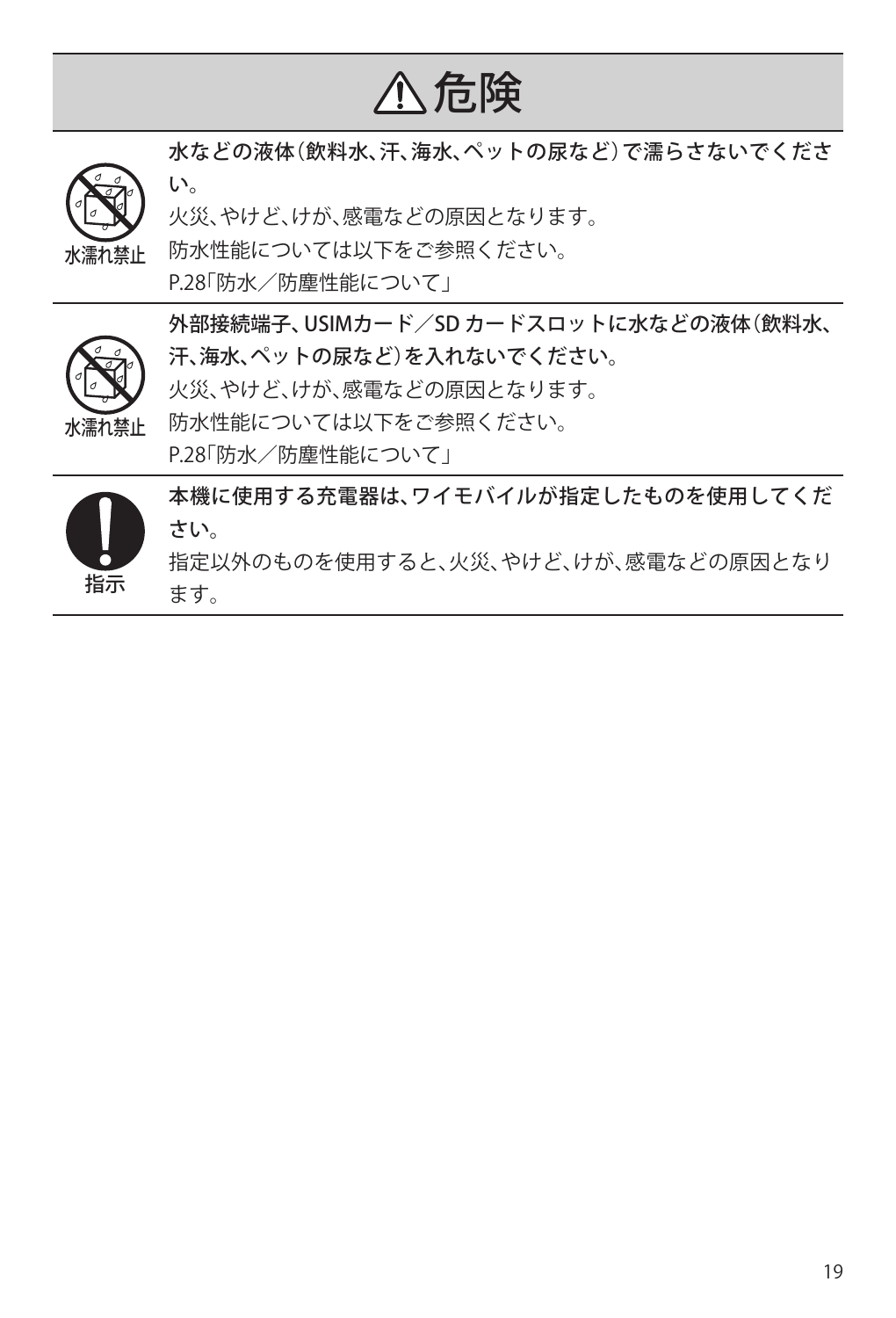# ⚠危険

| | |
|---|---|
| 水濡れ禁止 | **水などの液体（飲料水、汗、海水、ペットの尿など）で濡らさないでください。**<br>火災、やけど、けが、感電などの原因となります。<br>防水性能については以下をご参照ください。<br>P.28「防水／防塵性能について」 |
| 水濡れ禁止 | **外部接続端子、USIMカード／SD カードスロットに水などの液体（飲料水、汗、海水、ペットの尿など）を入れないでください。**<br>火災、やけど、けが、感電などの原因となります。<br>防水性能については以下をご参照ください。<br>P.28「防水／防塵性能について」 |
| 指示 | **本機に使用する充電器は、ワイモバイルが指定したものを使用してください。**<br>指定以外のものを使用すると、火災、やけど、けが、感電などの原因となります。 |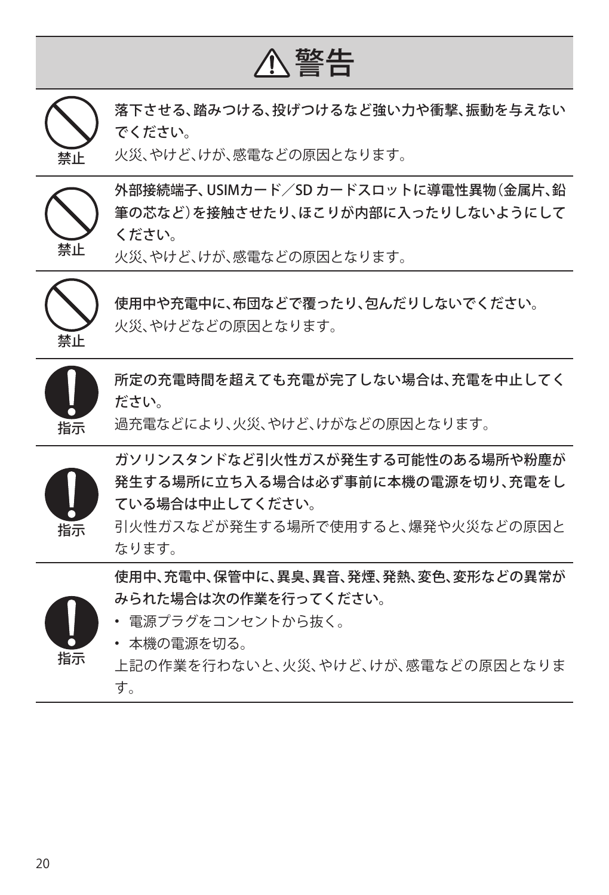# ⚠警告

| | |
|---|---|
| 禁止 | **落下させる、踏みつける、投げつけるなど強い力や衝撃、振動を与えないでください。**<br>火災、やけど、けが、感電などの原因となります。 |
| 禁止 | **外部接続端子、USIMカード／SD カードスロットに導電性異物（金属片、鉛筆の芯など）を接触させたり、ほこりが内部に入ったりしないようにしてください。**<br>火災、やけど、けが、感電などの原因となります。 |
| 禁止 | **使用中や充電中に、布団などで覆ったり、包んだりしないでください。**<br>火災、やけどなどの原因となります。 |
| 指示 | **所定の充電時間を超えても充電が完了しない場合は、充電を中止してください。**<br>過充電などにより、火災、やけど、けがなどの原因となります。 |
| 指示 | **ガソリンスタンドなど引火性ガスが発生する可能性のある場所や粉塵が発生する場所に立ち入る場合は必ず事前に本機の電源を切り、充電をしている場合は中止してください。**<br>引火性ガスなどが発生する場所で使用すると、爆発や火災などの原因となります。 |
| 指示 | **使用中、充電中、保管中に、異臭、異音、発煙、発熱、変色、変形などの異常がみられた場合は次の作業を行ってください。**<br>• 電源プラグをコンセントから抜く。<br>• 本機の電源を切る。<br>上記の作業を行わないと、火災、やけど、けが、感電などの原因となります。 |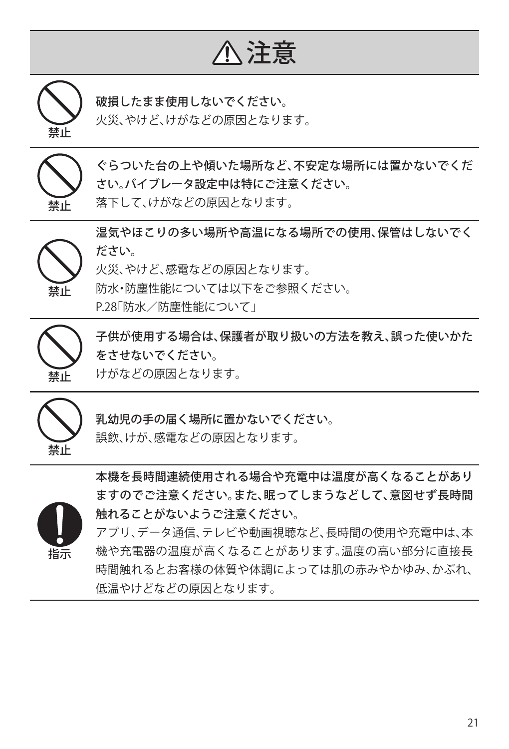# ⚠注意

禁止

**破損したまま使用しないでください。**

火災、やけど、けがなどの原因となります。

---

禁止

**ぐらついた台の上や傾いた場所など、不安定な場所には置かないでください。バイブレータ設定中は特にご注意ください。**

落下して、けがなどの原因となります。

---

禁止

**湿気やほこりの多い場所や高温になる場所での使用、保管はしないでください。**

火災、やけど、感電などの原因となります。

防水・防塵性能については以下をご参照ください。

P.28「防水／防塵性能について」

---

禁止

**子供が使用する場合は、保護者が取り扱いの方法を教え、誤った使いかたをさせないでください。**

けがなどの原因となります。

---

禁止

**乳幼児の手の届く場所に置かないでください。**

誤飲、けが、感電などの原因となります。

---

指示

**本機を長時間連続使用される場合や充電中は温度が高くなることがありますのでご注意ください。また、眠ってしまうなどして、意図せず長時間触れることがないようご注意ください。**

アプリ、データ通信、テレビや動画視聴など、長時間の使用や充電中は、本機や充電器の温度が高くなることがあります。温度の高い部分に直接長時間触れるとお客様の体質や体調によっては肌の赤みやかゆみ、かぶれ、低温やけどなどの原因となります。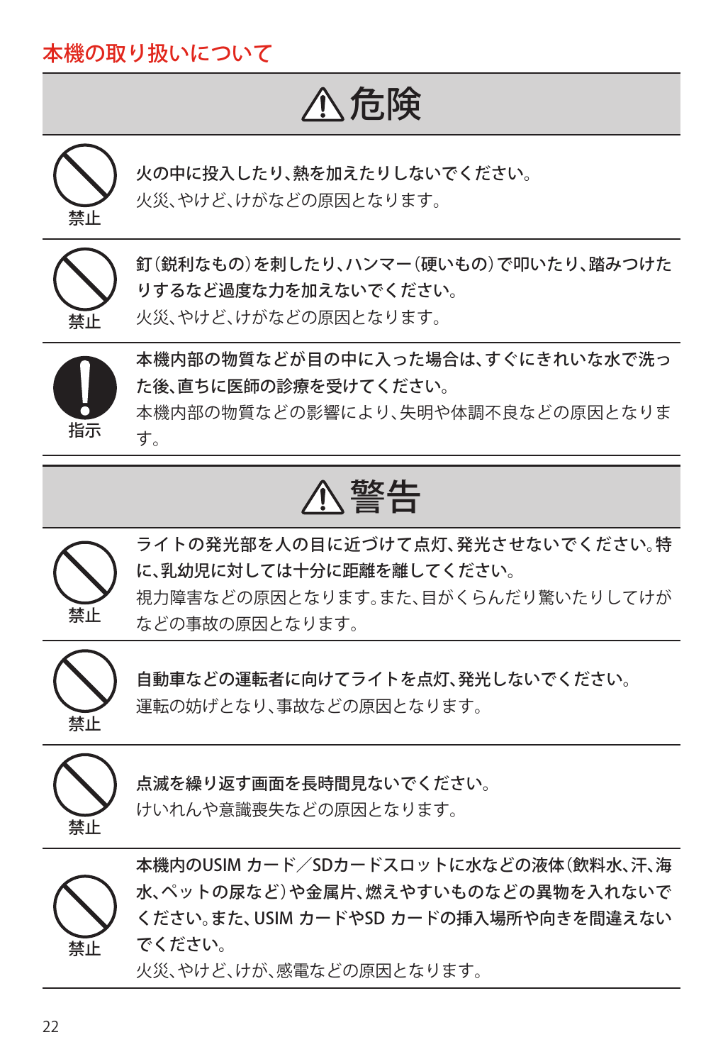## 本機の取り扱いについて

### ⚠危険

禁止

**火の中に投入したり、熱を加えたりしないでください。**
火災、やけど、けがなどの原因となります。

禁止

**釘（鋭利なもの）を刺したり、ハンマー（硬いもの）で叩いたり、踏みつけたりするなど過度な力を加えないでください。**
火災、やけど、けがなどの原因となります。

指示

**本機内部の物質などが目の中に入った場合は、すぐにきれいな水で洗った後、直ちに医師の診療を受けてください。**
本機内部の物質などの影響により、失明や体調不良などの原因となります。

### ⚠警告

禁止

**ライトの発光部を人の目に近づけて点灯、発光させないでください。特に、乳幼児に対しては十分に距離を離してください。**
視力障害などの原因となります。また、目がくらんだり驚いたりしてけがなどの事故の原因となります。

禁止

**自動車などの運転者に向けてライトを点灯、発光しないでください。**
運転の妨げとなり、事故などの原因となります。

禁止

**点滅を繰り返す画面を長時間見ないでください。**
けいれんや意識喪失などの原因となります。

禁止

**本機内のUSIM カード／SDカードスロットに水などの液体（飲料水、汗、海水、ペットの尿など）や金属片、燃えやすいものなどの異物を入れないでください。また、USIM カードやSD カードの挿入場所や向きを間違えないでください。**
火災、やけど、けが、感電などの原因となります。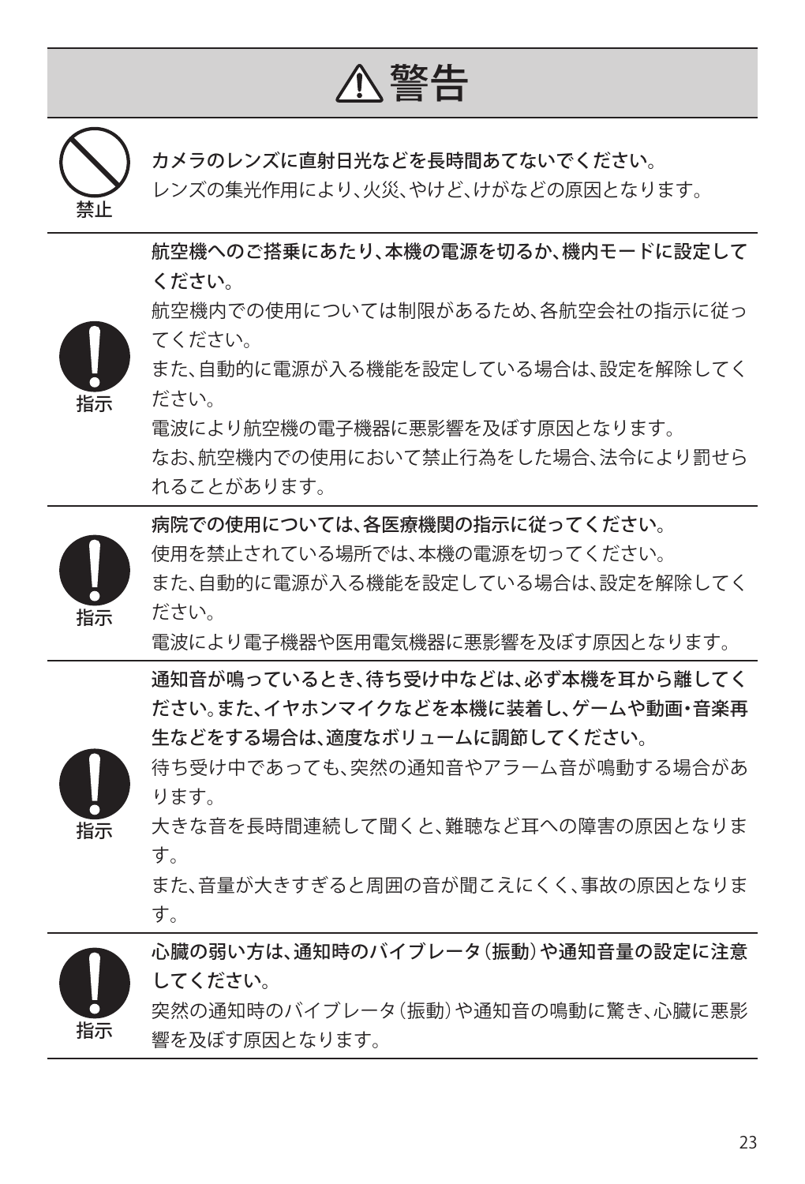# ⚠警告

禁止

**カメラのレンズに直射日光などを長時間あてないでください。**

レンズの集光作用により、火災、やけど、けがなどの原因となります。

---

指示

**航空機へのご搭乗にあたり、本機の電源を切るか、機内モードに設定してください。**

航空機内での使用については制限があるため、各航空会社の指示に従ってください。

また、自動的に電源が入る機能を設定している場合は、設定を解除してください。

電波により航空機の電子機器に悪影響を及ぼす原因となります。

なお、航空機内での使用において禁止行為をした場合、法令により罰せられることがあります。

---

指示

**病院での使用については、各医療機関の指示に従ってください。**

使用を禁止されている場所では、本機の電源を切ってください。

また、自動的に電源が入る機能を設定している場合は、設定を解除してください。

電波により電子機器や医用電気機器に悪影響を及ぼす原因となります。

---

指示

**通知音が鳴っているとき、待ち受け中などは、必ず本機を耳から離してください。また、イヤホンマイクなどを本機に装着し、ゲームや動画・音楽再生などをする場合は、適度なボリュームに調節してください。**

待ち受け中であっても、突然の通知音やアラーム音が鳴動する場合があります。

大きな音を長時間連続して聞くと、難聴など耳への障害の原因となります。

また、音量が大きすぎると周囲の音が聞こえにくく、事故の原因となります。

---

指示

**心臓の弱い方は、通知時のバイブレータ（振動）や通知音量の設定に注意してください。**

突然の通知時のバイブレータ（振動）や通知音の鳴動に驚き、心臓に悪影響を及ぼす原因となります。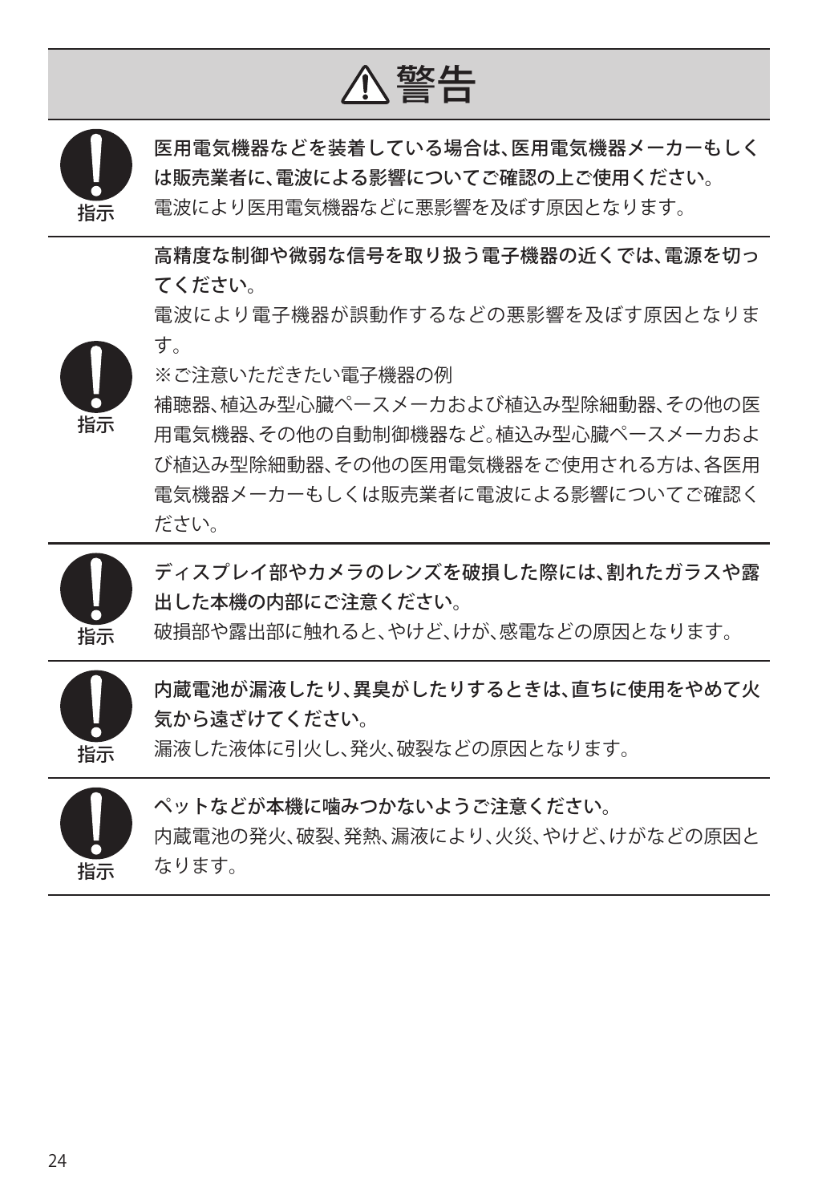# ⚠警告

指示

**医用電気機器などを装着している場合は、医用電気機器メーカーもしくは販売業者に、電波による影響についてご確認の上ご使用ください。**

電波により医用電気機器などに悪影響を及ぼす原因となります。

---

指示

**高精度な制御や微弱な信号を取り扱う電子機器の近くでは、電源を切ってください。**

電波により電子機器が誤動作するなどの悪影響を及ぼす原因となります。

※ご注意いただきたい電子機器の例

補聴器、植込み型心臓ペースメーカおよび植込み型除細動器、その他の医用電気機器、その他の自動制御機器など。植込み型心臓ペースメーカおよび植込み型除細動器、その他の医用電気機器をご使用される方は、各医用電気機器メーカーもしくは販売業者に電波による影響についてご確認ください。

---

指示

**ディスプレイ部やカメラのレンズを破損した際には、割れたガラスや露出した本機の内部にご注意ください。**

破損部や露出部に触れると、やけど、けが、感電などの原因となります。

---

指示

**内蔵電池が漏液したり、異臭がしたりするときは、直ちに使用をやめて火気から遠ざけてください。**

漏液した液体に引火し、発火、破裂などの原因となります。

---

指示

**ペットなどが本機に噛みつかないようご注意ください。**

内蔵電池の発火、破裂、発熱、漏液により、火災、やけど、けがなどの原因となります。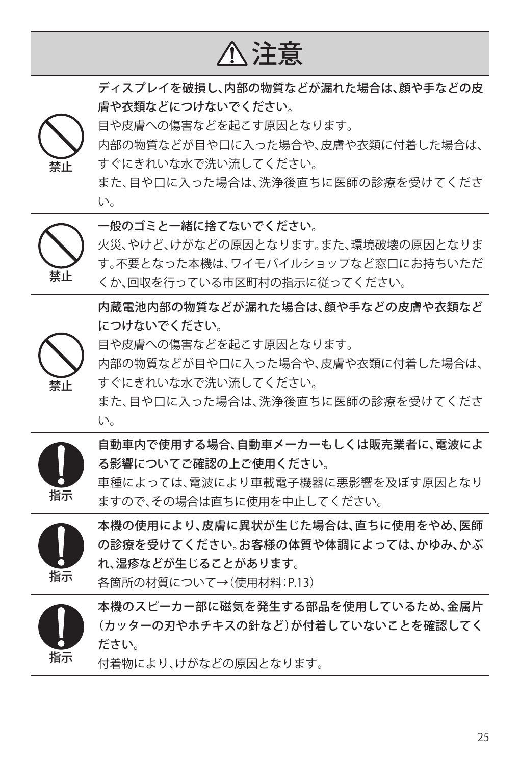# ⚠注意

禁止

**ディスプレイを破損し、内部の物質などが漏れた場合は、顔や手などの皮膚や衣類などにつけないでください。**

目や皮膚への傷害などを起こす原因となります。

内部の物質などが目や口に入った場合や、皮膚や衣類に付着した場合は、すぐにきれいな水で洗い流してください。

また、目や口に入った場合は、洗浄後直ちに医師の診療を受けてください。

---

禁止

**一般のゴミと一緒に捨てないでください。**

火災、やけど、けがなどの原因となります。また、環境破壊の原因となります。不要となった本機は、ワイモバイルショップなど窓口にお持ちいただくか、回収を行っている市区町村の指示に従ってください。

---

禁止

**内蔵電池内部の物質などが漏れた場合は、顔や手などの皮膚や衣類などにつけないでください。**

目や皮膚への傷害などを起こす原因となります。

内部の物質などが目や口に入った場合や、皮膚や衣類に付着した場合は、すぐにきれいな水で洗い流してください。

また、目や口に入った場合は、洗浄後直ちに医師の診療を受けてください。

---

指示

**自動車内で使用する場合、自動車メーカーもしくは販売業者に、電波による影響についてご確認の上ご使用ください。**

車種によっては、電波により車載電子機器に悪影響を及ぼす原因となりますので、その場合は直ちに使用を中止してください。

---

指示

**本機の使用により、皮膚に異状が生じた場合は、直ちに使用をやめ、医師の診療を受けてください。お客様の体質や体調によっては、かゆみ、かぶれ、湿疹などが生じることがあります。**

各箇所の材質について→（使用材料：P.13）

---

指示

**本機のスピーカー部に磁気を発生する部品を使用しているため、金属片（カッターの刃やホチキスの針など）が付着していないことを確認してください。**

付着物により、けがなどの原因となります。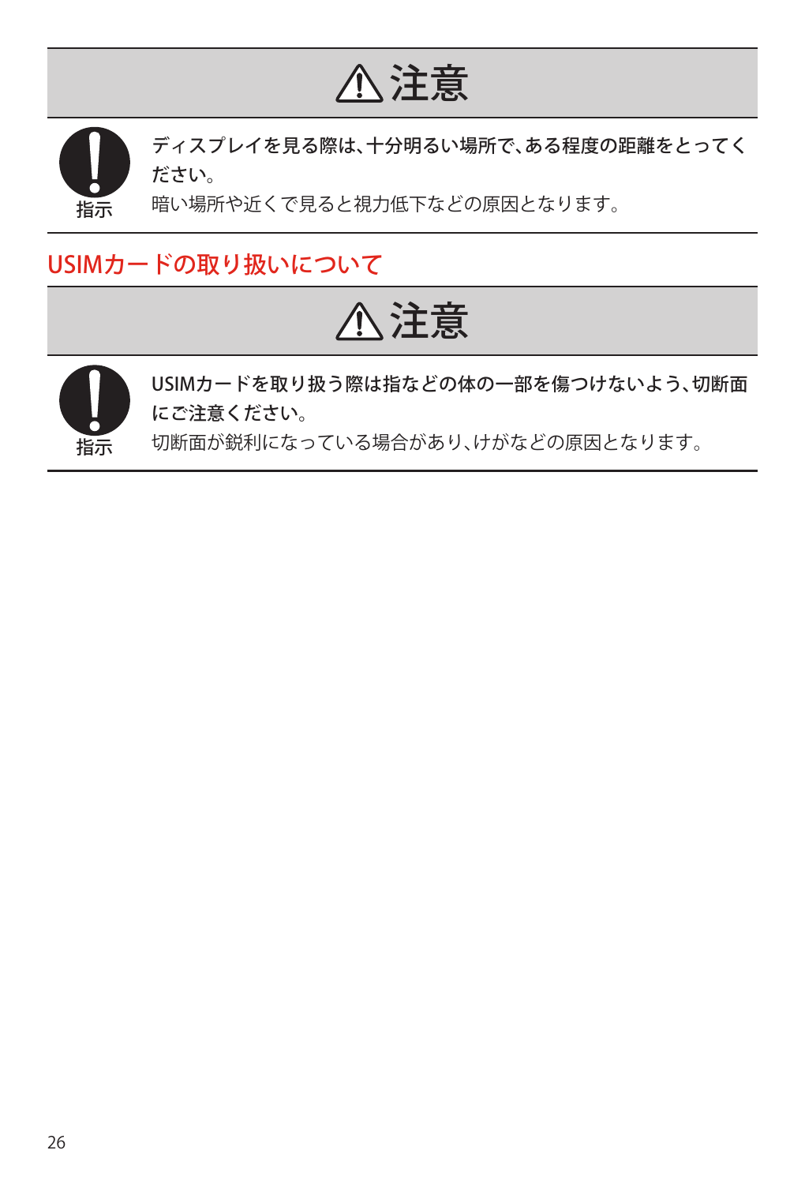## ⚠注意

**指示**

**ディスプレイを見る際は、十分明るい場所で、ある程度の距離をとってください。**

暗い場所や近くで見ると視力低下などの原因となります。

## USIMカードの取り扱いについて

## ⚠注意

**指示**

**USIMカードを取り扱う際は指などの体の一部を傷つけないよう、切断面にご注意ください。**

切断面が鋭利になっている場合があり、けがなどの原因となります。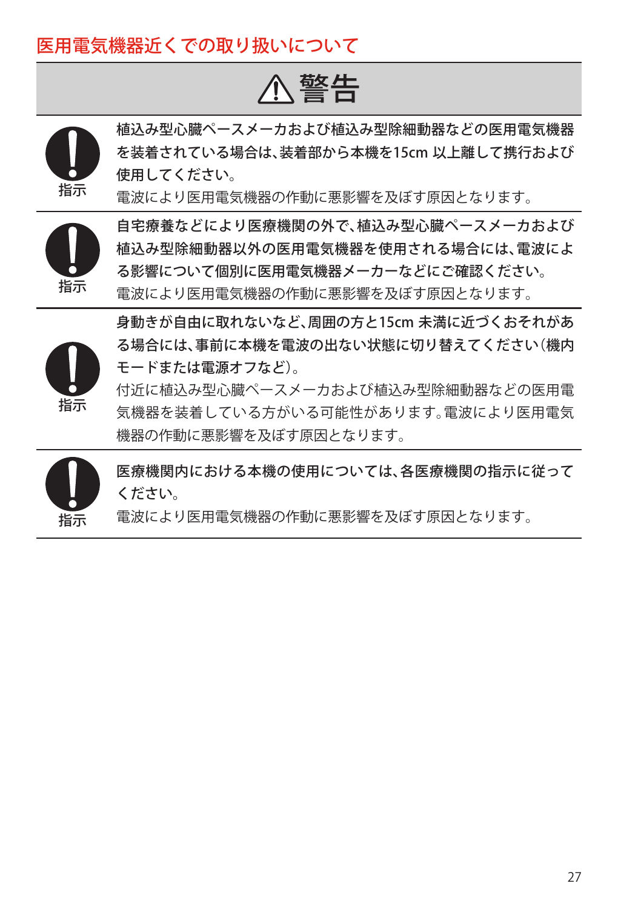## 医用電気機器近くでの取り扱いについて

### ⚠警告

| | |
|---|---|
| 指示 | **植込み型心臓ペースメーカおよび植込み型除細動器などの医用電気機器を装着されている場合は、装着部から本機を15cm 以上離して携行および使用してください。**<br>電波により医用電気機器の作動に悪影響を及ぼす原因となります。 |
| 指示 | **自宅療養などにより医療機関の外で、植込み型心臓ペースメーカおよび植込み型除細動器以外の医用電気機器を使用される場合には、電波による影響について個別に医用電気機器メーカーなどにご確認ください。**<br>電波により医用電気機器の作動に悪影響を及ぼす原因となります。 |
| 指示 | **身動きが自由に取れないなど、周囲の方と15cm 未満に近づくおそれがある場合には、事前に本機を電波の出ない状態に切り替えてください（機内モードまたは電源オフなど）。**<br>付近に植込み型心臓ペースメーカおよび植込み型除細動器などの医用電気機器を装着している方がいる可能性があります。電波により医用電気機器の作動に悪影響を及ぼす原因となります。 |
| 指示 | **医療機関内における本機の使用については、各医療機関の指示に従ってください。**<br>電波により医用電気機器の作動に悪影響を及ぼす原因となります。 |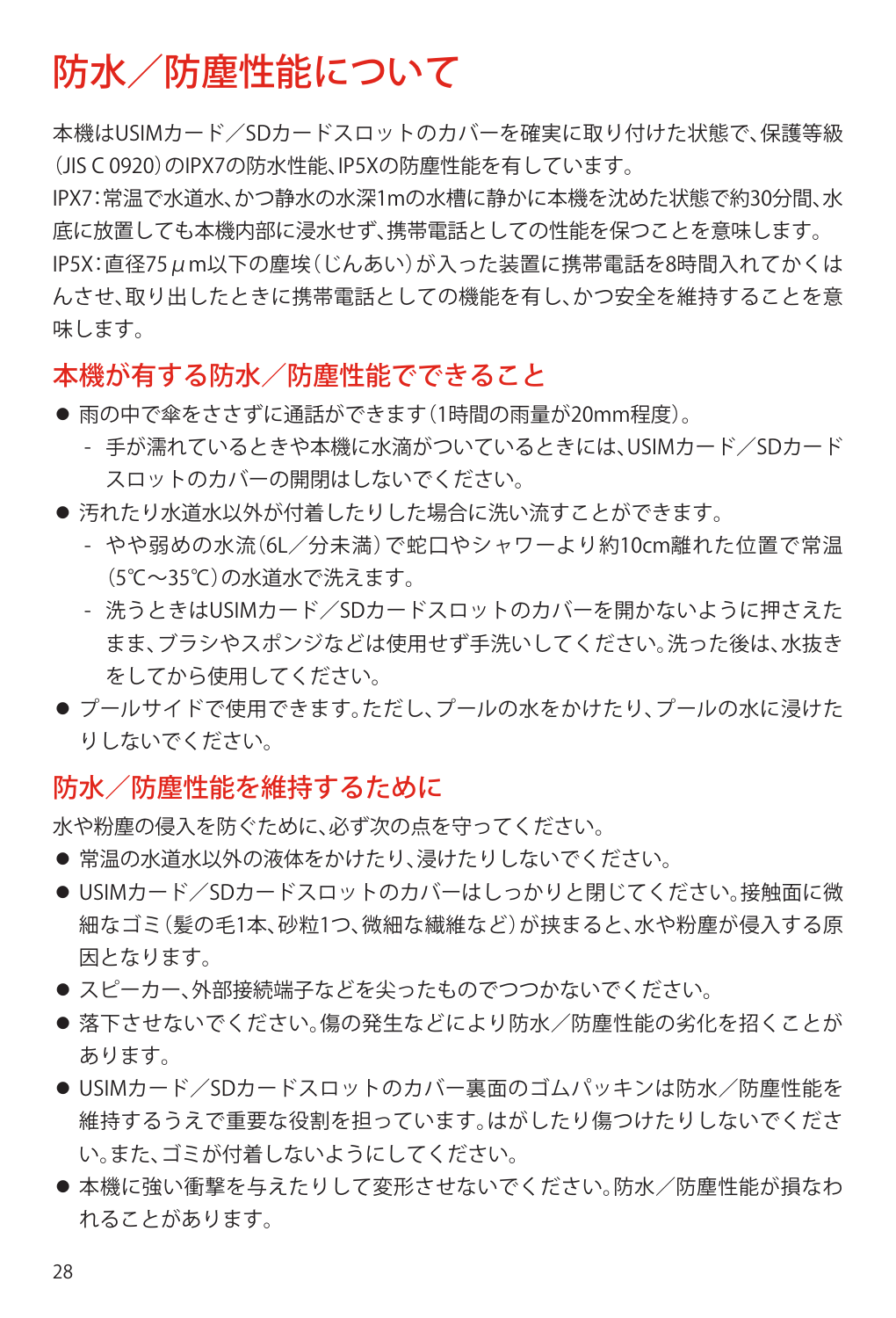# 防水／防塵性能について

本機はUSIMカード／SDカードスロットのカバーを確実に取り付けた状態で、保護等級（JIS C 0920）のIPX7の防水性能、IP5Xの防塵性能を有しています。

IPX7：常温で水道水、かつ静水の水深1mの水槽に静かに本機を沈めた状態で約30分間、水底に放置しても本機内部に浸水せず、携帯電話としての性能を保つことを意味します。

IP5X：直径75μm以下の塵埃（じんあい）が入った装置に携帯電話を8時間入れてかくはんさせ、取り出したときに携帯電話としての機能を有し、かつ安全を維持することを意味します。

## 本機が有する防水／防塵性能でできること

- 雨の中で傘をささずに通話ができます（1時間の雨量が20mm程度）。
  - 手が濡れているときや本機に水滴がついているときには、USIMカード／SDカードスロットのカバーの開閉はしないでください。
- 汚れたり水道水以外が付着したりした場合に洗い流すことができます。
  - やや弱めの水流（6L／分未満）で蛇口やシャワーより約10cm離れた位置で常温（5℃～35℃）の水道水で洗えます。
  - 洗うときはUSIMカード／SDカードスロットのカバーを開かないように押さえたまま、ブラシやスポンジなどは使用せず手洗いしてください。洗った後は、水抜きをしてから使用してください。
- プールサイドで使用できます。ただし、プールの水をかけたり、プールの水に浸けたりしないでください。

## 防水／防塵性能を維持するために

水や粉塵の侵入を防ぐために、必ず次の点を守ってください。

- 常温の水道水以外の液体をかけたり、浸けたりしないでください。
- USIMカード／SDカードスロットのカバーはしっかりと閉じてください。接触面に微細なゴミ（髪の毛1本、砂粒1つ、微細な繊維など）が挟まると、水や粉塵が侵入する原因となります。
- スピーカー、外部接続端子などを尖ったものでつつかないでください。
- 落下させないでください。傷の発生などにより防水／防塵性能の劣化を招くことがあります。
- USIMカード／SDカードスロットのカバー裏面のゴムパッキンは防水／防塵性能を維持するうえで重要な役割を担っています。はがしたり傷つけたりしないでください。また、ゴミが付着しないようにしてください。
- 本機に強い衝撃を与えたりして変形させないでください。防水／防塵性能が損なわれることがあります。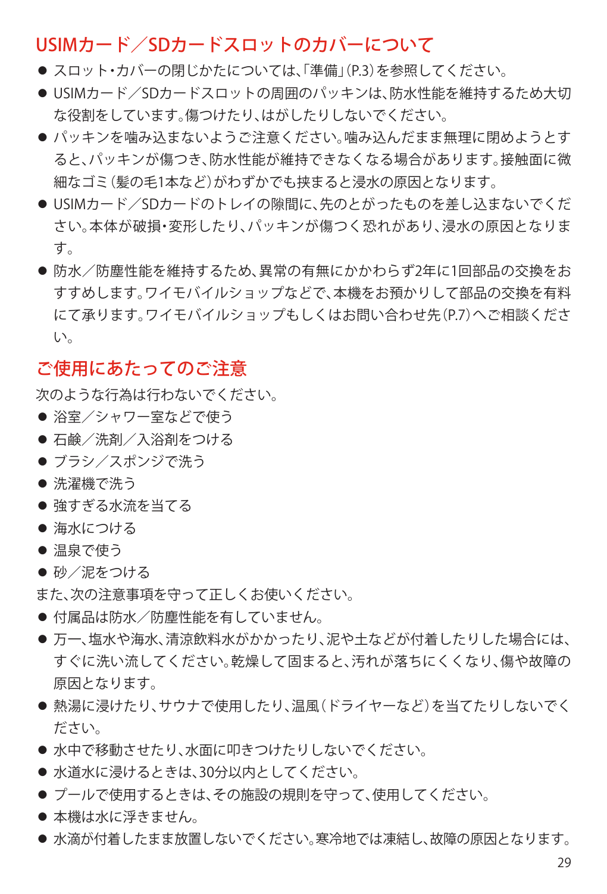## USIMカード／SDカードスロットのカバーについて

- スロット・カバーの閉じかたについては、「準備」（P.3）を参照してください。
- USIMカード／SDカードスロットの周囲のパッキンは、防水性能を維持するため大切な役割をしています。傷つけたり、はがしたりしないでください。
- パッキンを噛み込まないようご注意ください。噛み込んだまま無理に閉めようとすると、パッキンが傷つき、防水性能が維持できなくなる場合があります。接触面に微細なゴミ（髪の毛1本など）がわずかでも挟まると浸水の原因となります。
- USIMカード／SDカードのトレイの隙間に、先のとがったものを差し込まないでください。本体が破損・変形したり、パッキンが傷つく恐れがあり、浸水の原因となります。
- 防水／防塵性能を維持するため、異常の有無にかかわらず2年に1回部品の交換をおすすめします。ワイモバイルショップなどで、本機をお預かりして部品の交換を有料にて承ります。ワイモバイルショップもしくはお問い合わせ先（P.7）へご相談ください。

## ご使用にあたってのご注意

次のような行為は行わないでください。

- 浴室／シャワー室などで使う
- 石鹸／洗剤／入浴剤をつける
- ブラシ／スポンジで洗う
- 洗濯機で洗う
- 強すぎる水流を当てる
- 海水につける
- 温泉で使う
- 砂／泥をつける

また、次の注意事項を守って正しくお使いください。

- 付属品は防水／防塵性能を有していません。
- 万一、塩水や海水、清涼飲料水がかかったり、泥や土などが付着したりした場合には、すぐに洗い流してください。乾燥して固まると、汚れが落ちにくくなり、傷や故障の原因となります。
- 熱湯に浸けたり、サウナで使用したり、温風（ドライヤーなど）を当てたりしないでください。
- 水中で移動させたり、水面に叩きつけたりしないでください。
- 水道水に浸けるときは、30分以内としてください。
- プールで使用するときは、その施設の規則を守って、使用してください。
- 本機は水に浮きません。
- 水滴が付着したまま放置しないでください。寒冷地では凍結し、故障の原因となります。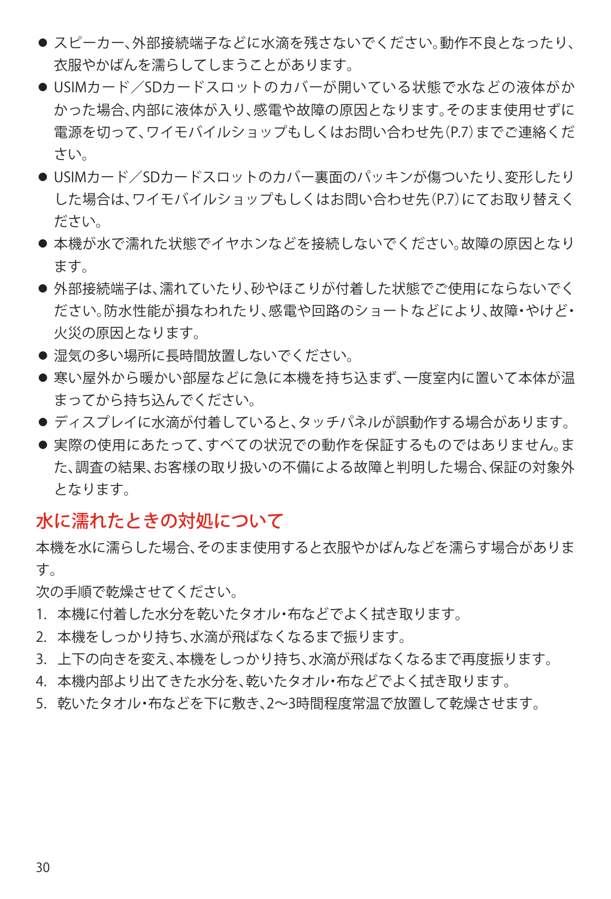- スピーカー、外部接続端子などに水滴を残さないでください。動作不良となったり、衣服やかばんを濡らしてしまうことがあります。
- USIMカード／SDカードスロットのカバーが開いている状態で水などの液体がかかった場合、内部に液体が入り、感電や故障の原因となります。そのまま使用せずに電源を切って、ワイモバイルショップもしくはお問い合わせ先（P.7）までご連絡ください。
- USIMカード／SDカードスロットのカバー裏面のパッキンが傷ついたり、変形したりした場合は、ワイモバイルショップもしくはお問い合わせ先（P.7）にてお取り替えください。
- 本機が水で濡れた状態でイヤホンなどを接続しないでください。故障の原因となります。
- 外部接続端子は、濡れていたり、砂やほこりが付着した状態でご使用にならないでください。防水性能が損なわれたり、感電や回路のショートなどにより、故障・やけど・火災の原因となります。
- 湿気の多い場所に長時間放置しないでください。
- 寒い屋外から暖かい部屋などに急に本機を持ち込まず、一度室内に置いて本体が温まってから持ち込んでください。
- ディスプレイに水滴が付着していると、タッチパネルが誤動作する場合があります。
- 実際の使用にあたって、すべての状況での動作を保証するものではありません。また、調査の結果、お客様の取り扱いの不備による故障と判明した場合、保証の対象外となります。

## 水に濡れたときの対処について

本機を水に濡らした場合、そのまま使用すると衣服やかばんなどを濡らす場合があります。

次の手順で乾燥させてください。

1. 本機に付着した水分を乾いたタオル・布などでよく拭き取ります。
2. 本機をしっかり持ち、水滴が飛ばなくなるまで振ります。
3. 上下の向きを変え、本機をしっかり持ち、水滴が飛ばなくなるまで再度振ります。
4. 本機内部より出てきた水分を、乾いたタオル・布などでよく拭き取ります。
5. 乾いたタオル・布などを下に敷き、2〜3時間程度常温で放置して乾燥させます。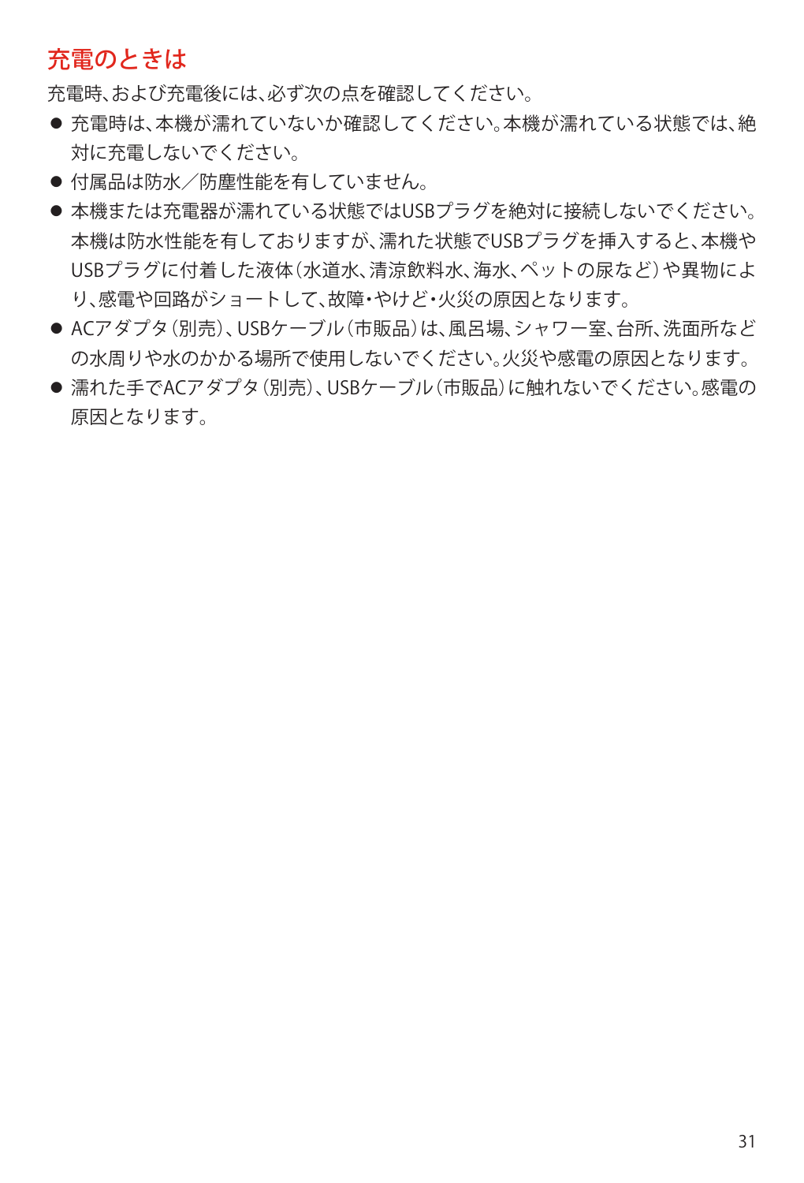## 充電のときは

充電時、および充電後には、必ず次の点を確認してください。

- 充電時は、本機が濡れていないか確認してください。本機が濡れている状態では、絶対に充電しないでください。
- 付属品は防水／防塵性能を有していません。
- 本機または充電器が濡れている状態ではUSBプラグを絶対に接続しないでください。本機は防水性能を有しておりますが、濡れた状態でUSBプラグを挿入すると、本機やUSBプラグに付着した液体（水道水、清涼飲料水、海水、ペットの尿など）や異物により、感電や回路がショートして、故障・やけど・火災の原因となります。
- ACアダプタ（別売）、USBケーブル（市販品）は、風呂場、シャワー室、台所、洗面所などの水周りや水のかかる場所で使用しないでください。火災や感電の原因となります。
- 濡れた手でACアダプタ（別売）、USBケーブル（市販品）に触れないでください。感電の原因となります。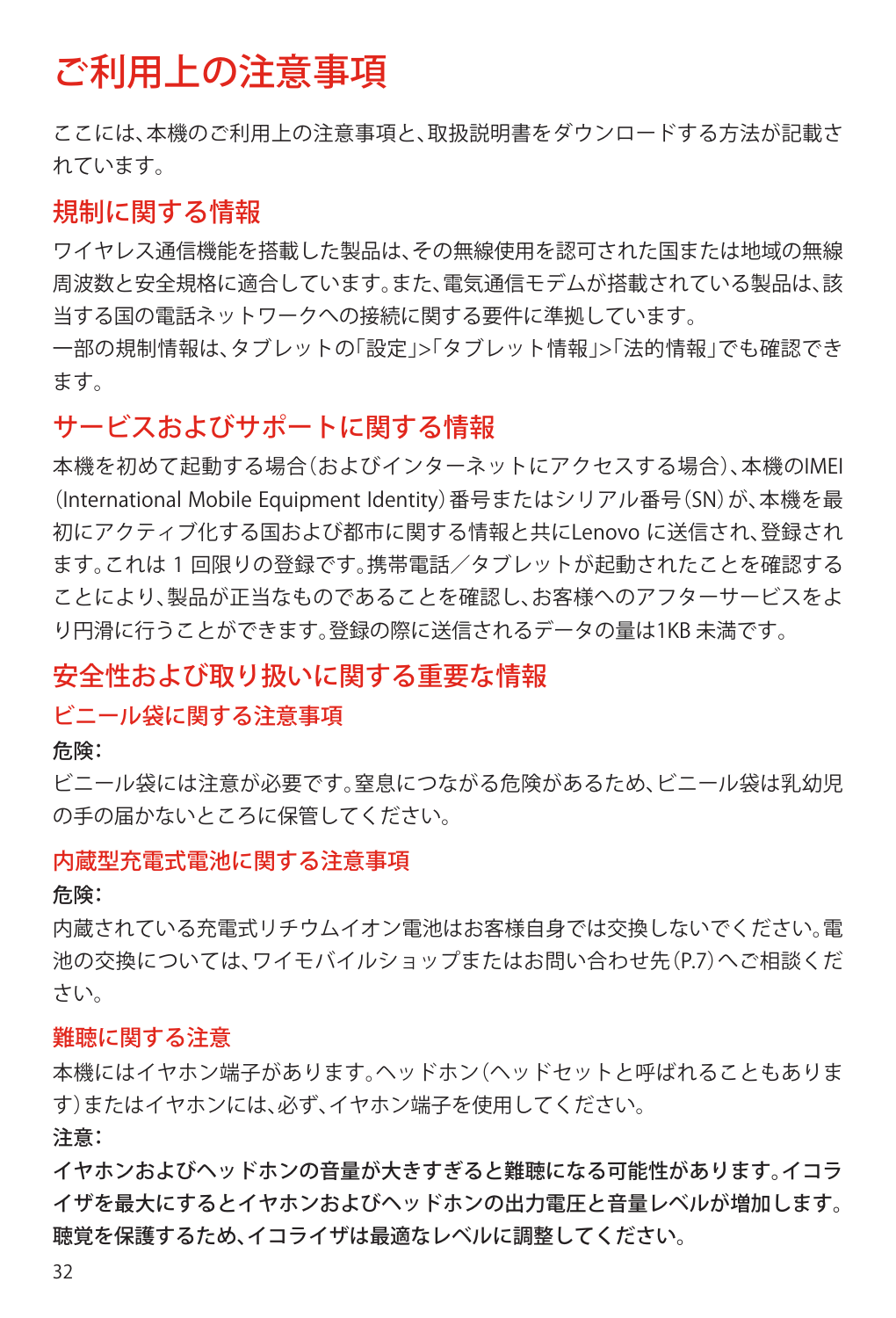# ご利用上の注意事項

ここには、本機のご利用上の注意事項と、取扱説明書をダウンロードする方法が記載されています。

## 規制に関する情報

ワイヤレス通信機能を搭載した製品は、その無線使用を認可された国または地域の無線周波数と安全規格に適合しています。また、電気通信モデムが搭載されている製品は、該当する国の電話ネットワークへの接続に関する要件に準拠しています。

一部の規制情報は、タブレットの「設定」>「タブレット情報」>「法的情報」でも確認できます。

## サービスおよびサポートに関する情報

本機を初めて起動する場合（およびインターネットにアクセスする場合）、本機のIMEI（International Mobile Equipment Identity）番号またはシリアル番号（SN）が、本機を最初にアクティブ化する国および都市に関する情報と共にLenovo に送信され、登録されます。これは 1 回限りの登録です。携帯電話／タブレットが起動されたことを確認することにより、製品が正当なものであることを確認し、お客様へのアフターサービスをより円滑に行うことができます。登録の際に送信されるデータの量は1KB 未満です。

## 安全性および取り扱いに関する重要な情報

### ビニール袋に関する注意事項

**危険：**

ビニール袋には注意が必要です。窒息につながる危険があるため、ビニール袋は乳幼児の手の届かないところに保管してください。

### 内蔵型充電式電池に関する注意事項

**危険：**

内蔵されている充電式リチウムイオン電池はお客様自身では交換しないでください。電池の交換については、ワイモバイルショップまたはお問い合わせ先（P.7）へご相談ください。

### 難聴に関する注意

本機にはイヤホン端子があります。ヘッドホン（ヘッドセットと呼ばれることもあります）またはイヤホンには、必ず、イヤホン端子を使用してください。

**注意：**

**イヤホンおよびヘッドホンの音量が大きすぎると難聴になる可能性があります。イコライザを最大にするとイヤホンおよびヘッドホンの出力電圧と音量レベルが増加します。聴覚を保護するため、イコライザは最適なレベルに調整してください。**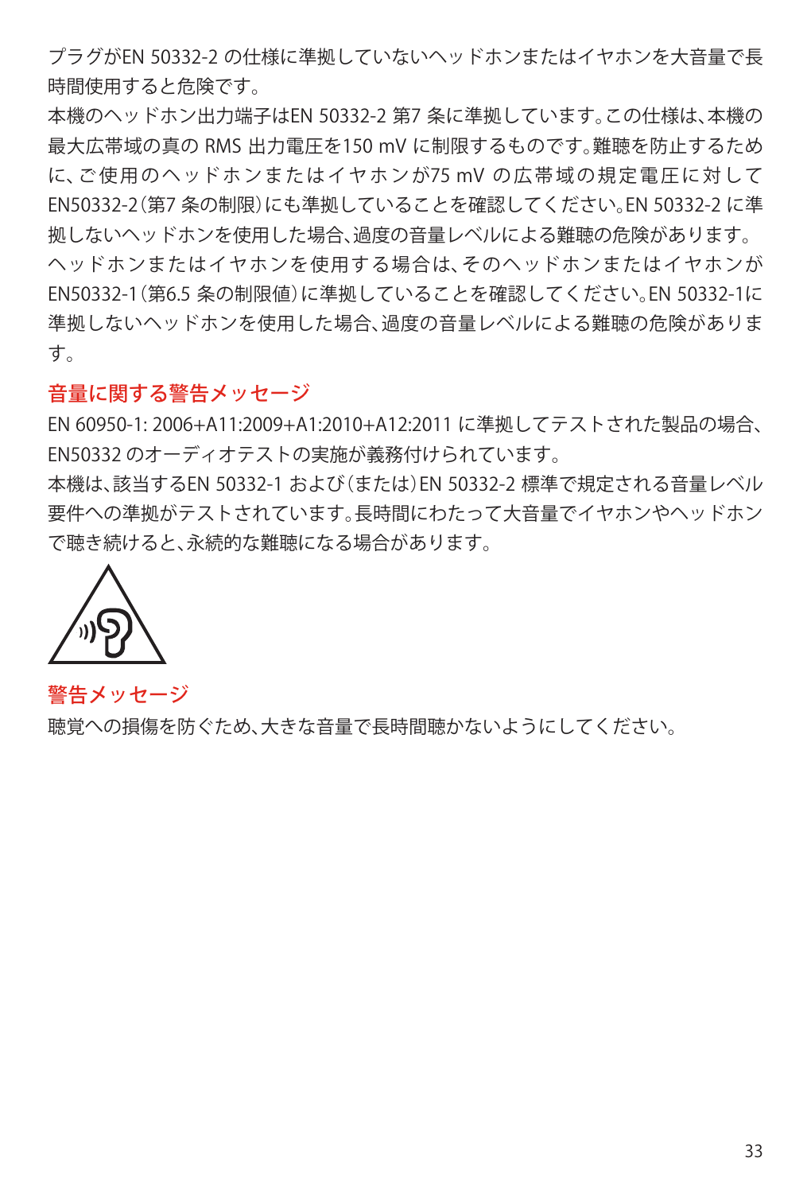プラグがEN 50332-2 の仕様に準拠していないヘッドホンまたはイヤホンを大音量で長時間使用すると危険です。

本機のヘッドホン出力端子はEN 50332-2 第7 条に準拠しています。この仕様は、本機の最大広帯域の真の RMS 出力電圧を150 mV に制限するものです。難聴を防止するために、ご使用のヘッドホンまたはイヤホンが75 mV の広帯域の規定電圧に対してEN50332-2（第7 条の制限）にも準拠していることを確認してください。EN 50332-2 に準拠しないヘッドホンを使用した場合、過度の音量レベルによる難聴の危険があります。

ヘッドホンまたはイヤホンを使用する場合は、そのヘッドホンまたはイヤホンがEN50332-1（第6.5 条の制限値）に準拠していることを確認してください。EN 50332-1に準拠しないヘッドホンを使用した場合、過度の音量レベルによる難聴の危険があります。

## 音量に関する警告メッセージ

EN 60950-1: 2006+A11:2009+A1:2010+A12:2011 に準拠してテストされた製品の場合、EN50332 のオーディオテストの実施が義務付けられています。

本機は、該当するEN 50332-1 および（または）EN 50332-2 標準で規定される音量レベル要件への準拠がテストされています。長時間にわたって大音量でイヤホンやヘッドホンで聴き続けると、永続的な難聴になる場合があります。

## 警告メッセージ

聴覚への損傷を防ぐため、大きな音量で長時間聴かないようにしてください。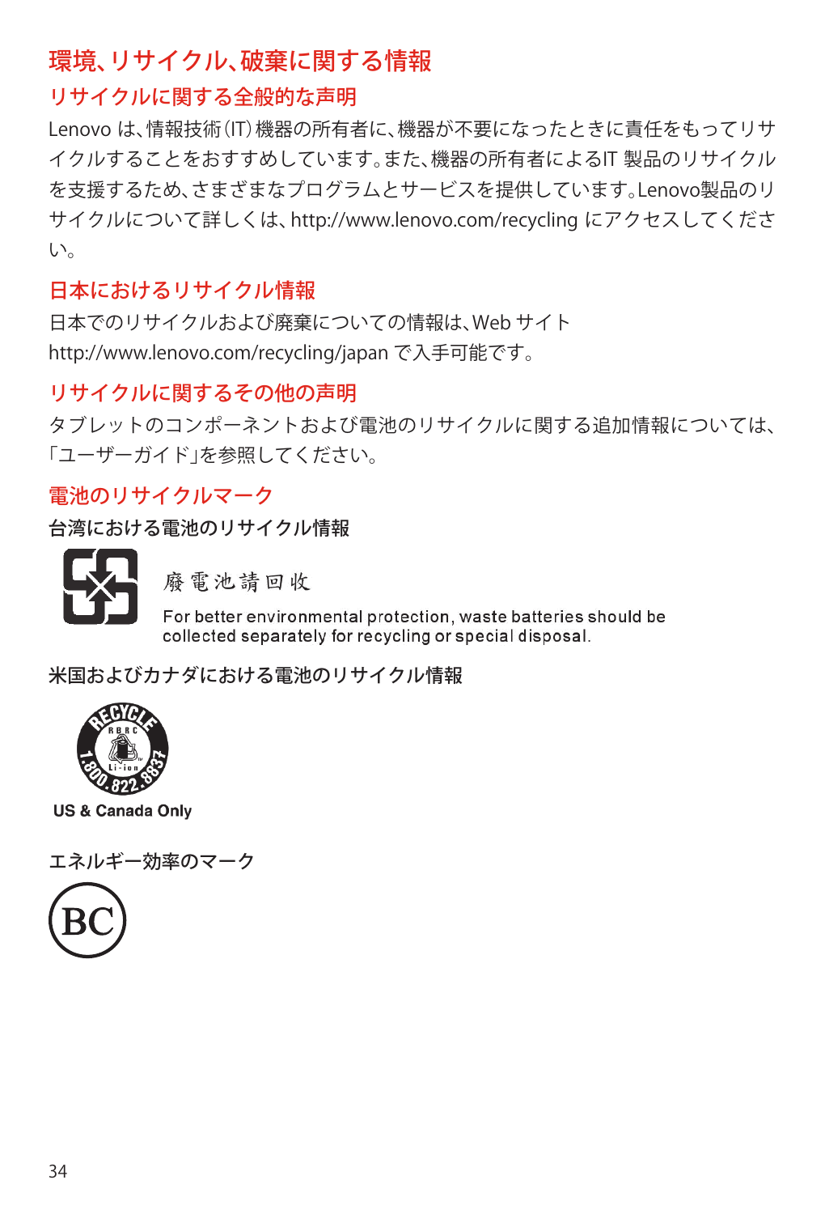# 環境、リサイクル、破棄に関する情報

## リサイクルに関する全般的な声明

Lenovo は、情報技術(IT)機器の所有者に、機器が不要になったときに責任をもってリサイクルすることをおすすめしています。また、機器の所有者によるIT 製品のリサイクルを支援するため、さまざまなプログラムとサービスを提供しています。Lenovo製品のリサイクルについて詳しくは、http://www.lenovo.com/recycling にアクセスしてください。

## 日本におけるリサイクル情報

日本でのリサイクルおよび廃棄についての情報は、Web サイト http://www.lenovo.com/recycling/japan で入手可能です。

## リサイクルに関するその他の声明

タブレットのコンポーネントおよび電池のリサイクルに関する追加情報については、「ユーザーガイド」を参照してください。

## 電池のリサイクルマーク

### 台湾における電池のリサイクル情報

廢電池請回收

For better environmental protection, waste batteries should be collected separately for recycling or special disposal.

### 米国およびカナダにおける電池のリサイクル情報

RECYCLE RBRC Li-ion 1.800.822.8837

US & Canada Only

### エネルギー効率のマーク

BC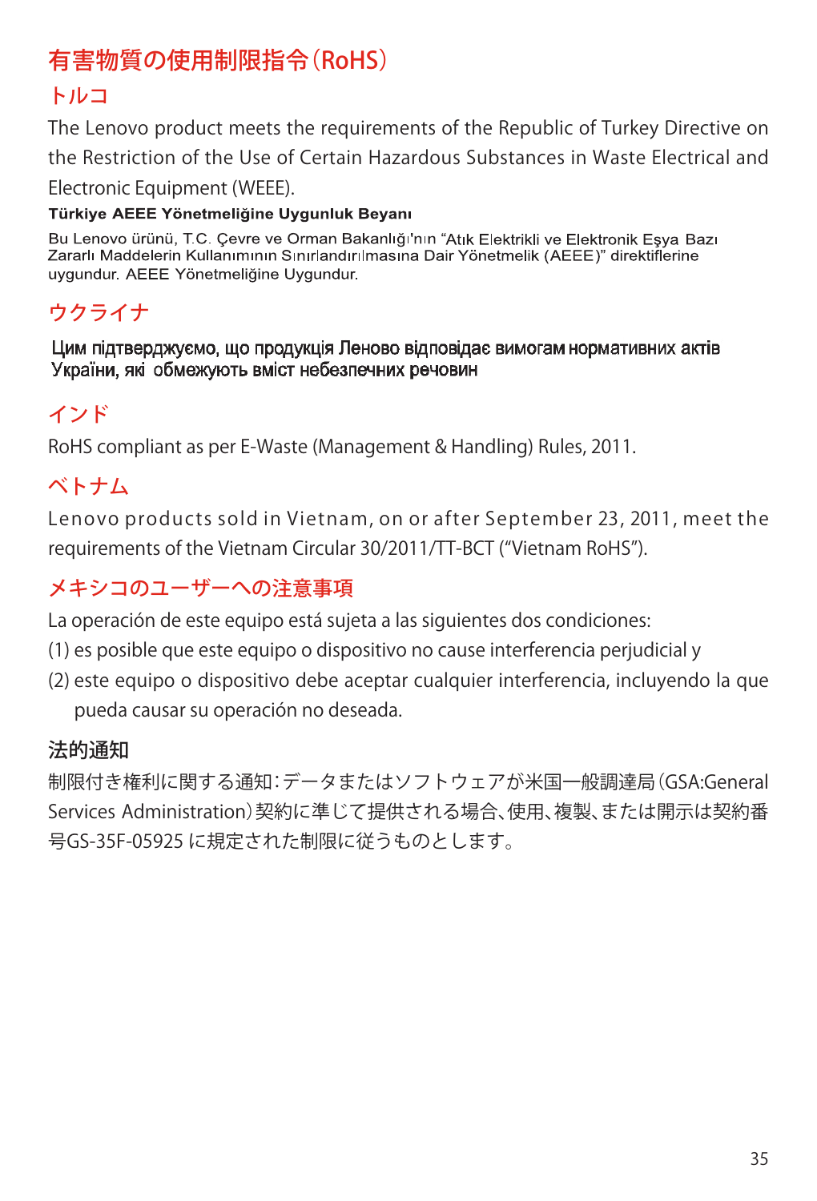# 有害物質の使用制限指令（RoHS）

## トルコ

The Lenovo product meets the requirements of the Republic of Turkey Directive on the Restriction of the Use of Certain Hazardous Substances in Waste Electrical and Electronic Equipment (WEEE).

**Türkiye AEEE Yönetmeliğine Uygunluk Beyanı**

Bu Lenovo ürünü, T.C. Çevre ve Orman Bakanlığı'nın "Atık Elektrikli ve Elektronik Eşya Bazı Zararlı Maddelerin Kullanımının Sınırlandırılmasına Dair Yönetmelik (AEEE)" direktiflerine uygundur. AEEE Yönetmeliğine Uygundur.

## ウクライナ

Цим підтверджуємо, що продукція Леново відповідає вимогам нормативних актів України, які обмежують вміст небезпечних речовин

## インド

RoHS compliant as per E-Waste (Management & Handling) Rules, 2011.

## ベトナム

Lenovo products sold in Vietnam, on or after September 23, 2011, meet the requirements of the Vietnam Circular 30/2011/TT-BCT ("Vietnam RoHS").

## メキシコのユーザーへの注意事項

La operación de este equipo está sujeta a las siguientes dos condiciones:

(1) es posible que este equipo o dispositivo no cause interferencia perjudicial y

(2) este equipo o dispositivo debe aceptar cualquier interferencia, incluyendo la que pueda causar su operación no deseada.

## 法的通知

制限付き権利に関する通知：データまたはソフトウェアが米国一般調達局（GSA:General Services Administration）契約に準じて提供される場合、使用、複製、または開示は契約番号GS-35F-05925 に規定された制限に従うものとします。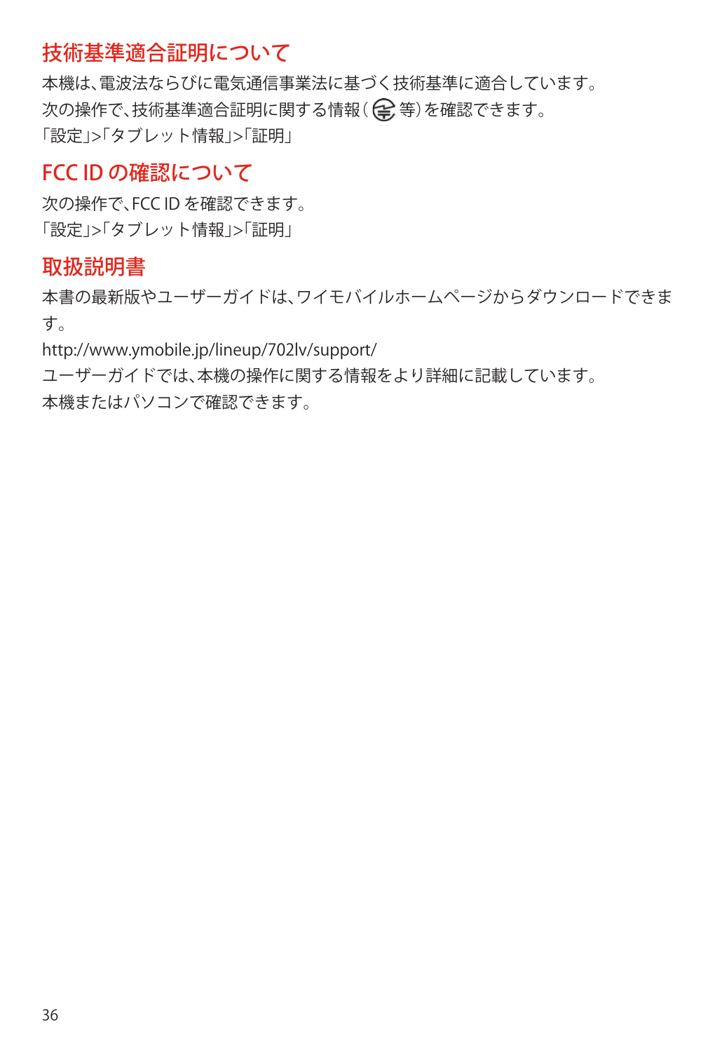## 技術基準適合証明について

本機は、電波法ならびに電気通信事業法に基づく技術基準に適合しています。
次の操作で、技術基準適合証明に関する情報（〒 等）を確認できます。
「設定」>「タブレット情報」>「証明」

## FCC ID の確認について

次の操作で、FCC ID を確認できます。
「設定」>「タブレット情報」>「証明」

## 取扱説明書

本書の最新版やユーザーガイドは、ワイモバイルホームページからダウンロードできます。
http://www.ymobile.jp/lineup/702lv/support/
ユーザーガイドでは、本機の操作に関する情報をより詳細に記載しています。
本機またはパソコンで確認できます。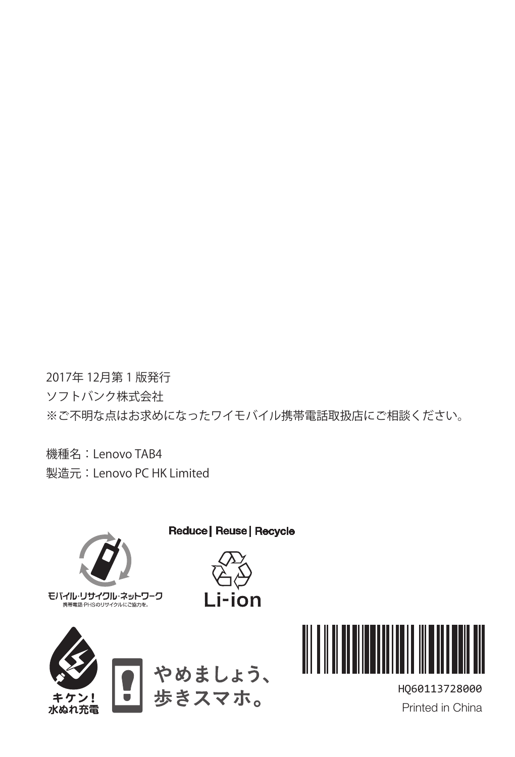2017年 12月第 1 版発行

ソフトバンク株式会社

※ご不明な点はお求めになったワイモバイル携帯電話取扱店にご相談ください。

機種名：Lenovo TAB4

製造元：Lenovo PC HK Limited

Reduce | Reuse | Recycle

モバイル・リサイクル・ネットワーク

携帯電話・PHSのリサイクルにご協力を。

Li-ion

キケン！
水ぬれ充電

やめましょう、
歩きスマホ。

HQ60113728000

Printed in China